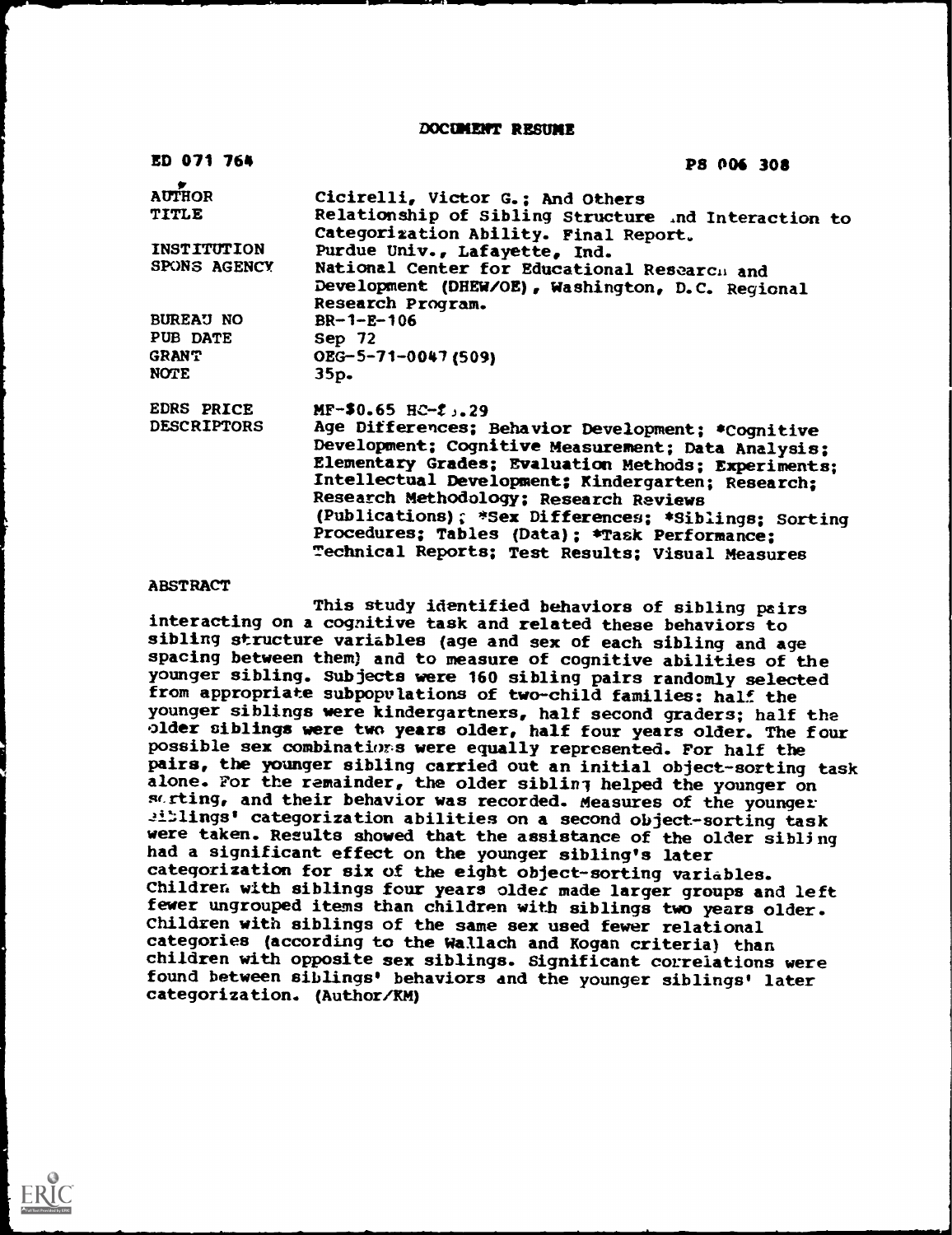DOCUMENT RESUME

| | |
|---|---|
| ED 071 764 | PS 006 308 |
| AUTHOR | Cicirelli, Victor G.; And Others |
| TITLE | Relationship of Sibling Structure and Interaction to Categorization Ability. Final Report. |
| INSTITUTION | Purdue Univ., Lafayette, Ind. |
| SPONS AGENCY | National Center for Educational Research and Development (DHEW/OE), Washington, D.C. Regional Research Program. |
| BUREAU NO | BR-1-E-106 |
| PUB DATE | Sep 72 |
| GRANT | OEG-5-71-0047(509) |
| NOTE | 35p. |
| EDRS PRICE | MF-$0.65 HC-$3.29 |
| DESCRIPTORS | Age Differences; Behavior Development; *Cognitive Development; Cognitive Measurement; Data Analysis; Elementary Grades; Evaluation Methods; Experiments; Intellectual Development; Kindergarten; Research; Research Methodology; Research Reviews (Publications); *Sex Differences; *Siblings; Sorting Procedures; Tables (Data); *Task Performance; Technical Reports; Test Results; Visual Measures |

ABSTRACT

This study identified behaviors of sibling pairs interacting on a cognitive task and related these behaviors to sibling structure variables (age and sex of each sibling and age spacing between them) and to measure of cognitive abilities of the younger sibling. Subjects were 160 sibling pairs randomly selected from appropriate subpopulations of two-child families: half the younger siblings were kindergartners, half second graders; half the older siblings were two years older, half four years older. The four possible sex combinations were equally represented. For half the pairs, the younger sibling carried out an initial object-sorting task alone. For the remainder, the older sibling helped the younger on sorting, and their behavior was recorded. Measures of the younger siblings' categorization abilities on a second object-sorting task were taken. Results showed that the assistance of the older sibling had a significant effect on the younger sibling's later categorization for six of the eight object-sorting variables. Children with siblings four years older made larger groups and left fewer ungrouped items than children with siblings two years older. Children with siblings of the same sex used fewer relational categories (according to the Wallach and Kogan criteria) than children with opposite sex siblings. Significant correlations were found between siblings' behaviors and the younger siblings' later categorization. (Author/KM)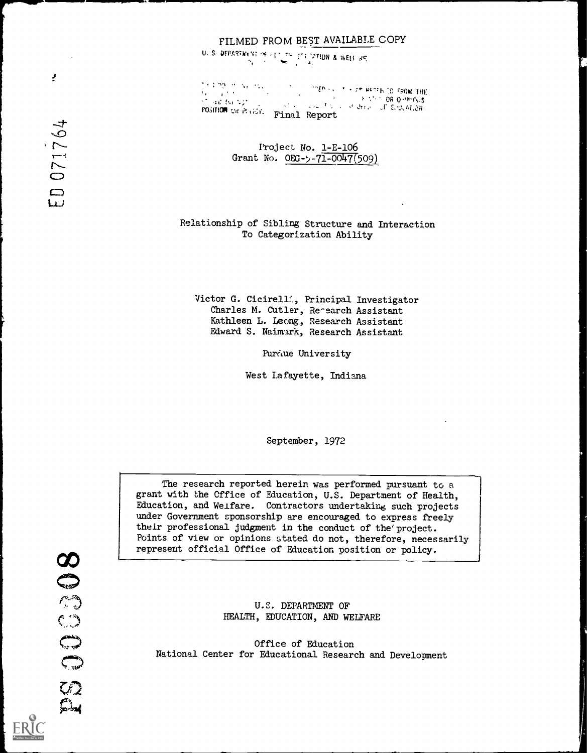FILMED FROM BEST AVAILABLE COPY

U. S. DEPARTMENT OF HEALTH, EDUCATION & WELFARE

POSITION OR POLICY.

Final Report

Project No. 1-E-106
Grant No. OEG-5-71-0047(509)

ED 071764

# Relationship of Sibling Structure and Interaction To Categorization Ability

Victor G. Cicirelli, Principal Investigator
Charles M. Cutler, Research Assistant
Kathleen L. Leong, Research Assistant
Edward S. Naimark, Research Assistant

Purdue University

West Lafayette, Indiana

September, 1972

The research reported herein was performed pursuant to a grant with the Office of Education, U.S. Department of Health, Education, and Welfare. Contractors undertaking such projects under Government sponsorship are encouraged to express freely their professional judgment in the conduct of the project. Points of view or opinions stated do not, therefore, necessarily represent official Office of Education position or policy.

U.S. DEPARTMENT OF
HEALTH, EDUCATION, AND WELFARE

Office of Education
National Center for Educational Research and Development

PS 006308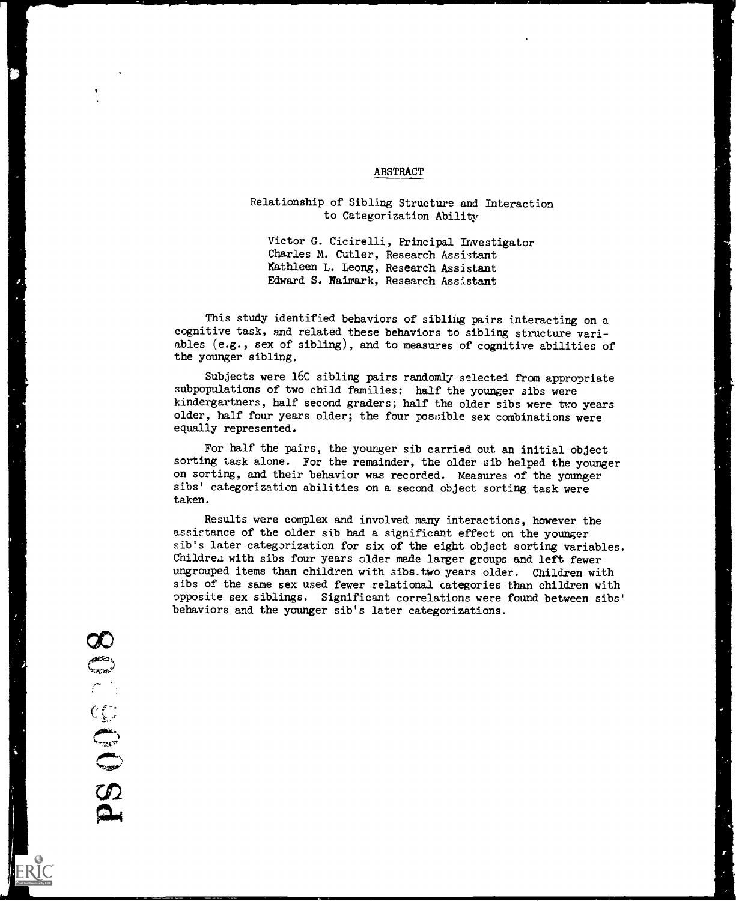## ABSTRACT

### Relationship of Sibling Structure and Interaction to Categorization Ability

Victor G. Cicirelli, Principal Investigator
Charles M. Cutler, Research Assistant
Kathleen L. Leong, Research Assistant
Edward S. Naimark, Research Assistant

This study identified behaviors of sibling pairs interacting on a cognitive task, and related these behaviors to sibling structure variables (e.g., sex of sibling), and to measures of cognitive abilities of the younger sibling.

Subjects were 160 sibling pairs randomly selected from appropriate subpopulations of two child families: half the younger sibs were kindergartners, half second graders; half the older sibs were two years older, half four years older; the four possible sex combinations were equally represented.

For half the pairs, the younger sib carried out an initial object sorting task alone. For the remainder, the older sib helped the younger on sorting, and their behavior was recorded. Measures of the younger sibs' categorization abilities on a second object sorting task were taken.

Results were complex and involved many interactions, however the assistance of the older sib had a significant effect on the younger sib's later categorization for six of the eight object sorting variables. Children with sibs four years older made larger groups and left fewer ungrouped items than children with sibs two years older. Children with sibs of the same sex used fewer relational categories than children with opposite sex siblings. Significant correlations were found between sibs' behaviors and the younger sib's later categorizations.

PS 008008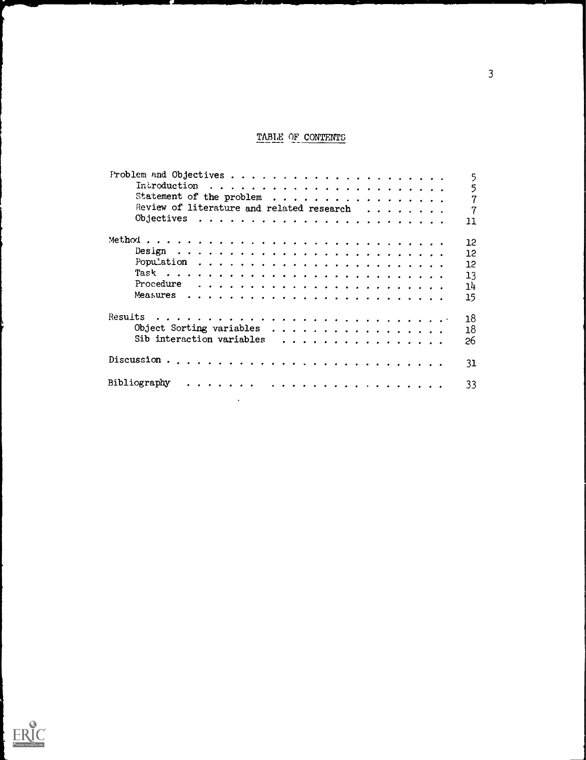# TABLE OF CONTENTS

| | |
|---|---|
| Problem and Objectives | 5 |
| Introduction | 5 |
| Statement of the problem | 7 |
| Review of literature and related research | 7 |
| Objectives | 11 |
| Method | 12 |
| Design | 12 |
| Population | 12 |
| Task | 13 |
| Procedure | 14 |
| Measures | 15 |
| Results | 18 |
| Object Sorting variables | 18 |
| Sib interaction variables | 26 |
| Discussion | 31 |
| Bibliography | 33 |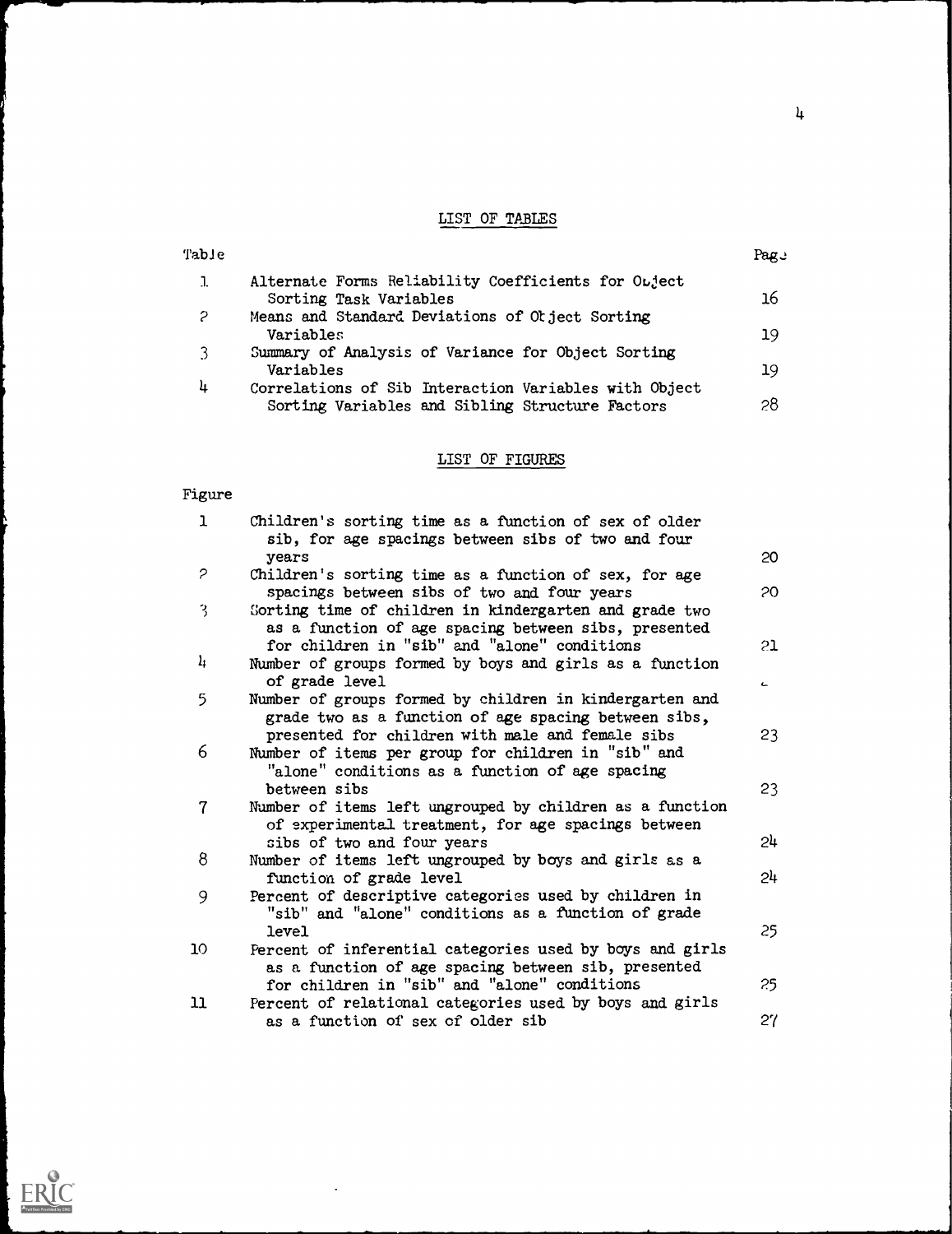## LIST OF TABLES

| Table | | Page |
|---|---|---|
| 1 | Alternate Forms Reliability Coefficients for Object Sorting Task Variables | 16 |
| 2 | Means and Standard Deviations of Object Sorting Variables | 19 |
| 3 | Summary of Analysis of Variance for Object Sorting Variables | 19 |
| 4 | Correlations of Sib Interaction Variables with Object Sorting Variables and Sibling Structure Factors | 28 |

## LIST OF FIGURES

| Figure | | |
|---|---|---|
| 1 | Children's sorting time as a function of sex of older sib, for age spacings between sibs of two and four years | 20 |
| 2 | Children's sorting time as a function of sex, for age spacings between sibs of two and four years | 20 |
| 3 | Sorting time of children in kindergarten and grade two as a function of age spacing between sibs, presented for children in "sib" and "alone" conditions | 21 |
| 4 | Number of groups formed by boys and girls as a function of grade level | |
| 5 | Number of groups formed by children in kindergarten and grade two as a function of age spacing between sibs, presented for children with male and female sibs | 23 |
| 6 | Number of items per group for children in "sib" and "alone" conditions as a function of age spacing between sibs | 23 |
| 7 | Number of items left ungrouped by children as a function of experimental treatment, for age spacings between sibs of two and four years | 24 |
| 8 | Number of items left ungrouped by boys and girls as a function of grade level | 24 |
| 9 | Percent of descriptive categories used by children in "sib" and "alone" conditions as a function of grade level | 25 |
| 10 | Percent of inferential categories used by boys and girls as a function of age spacing between sib, presented for children in "sib" and "alone" conditions | 25 |
| 11 | Percent of relational categories used by boys and girls as a function of sex of older sib | 27 |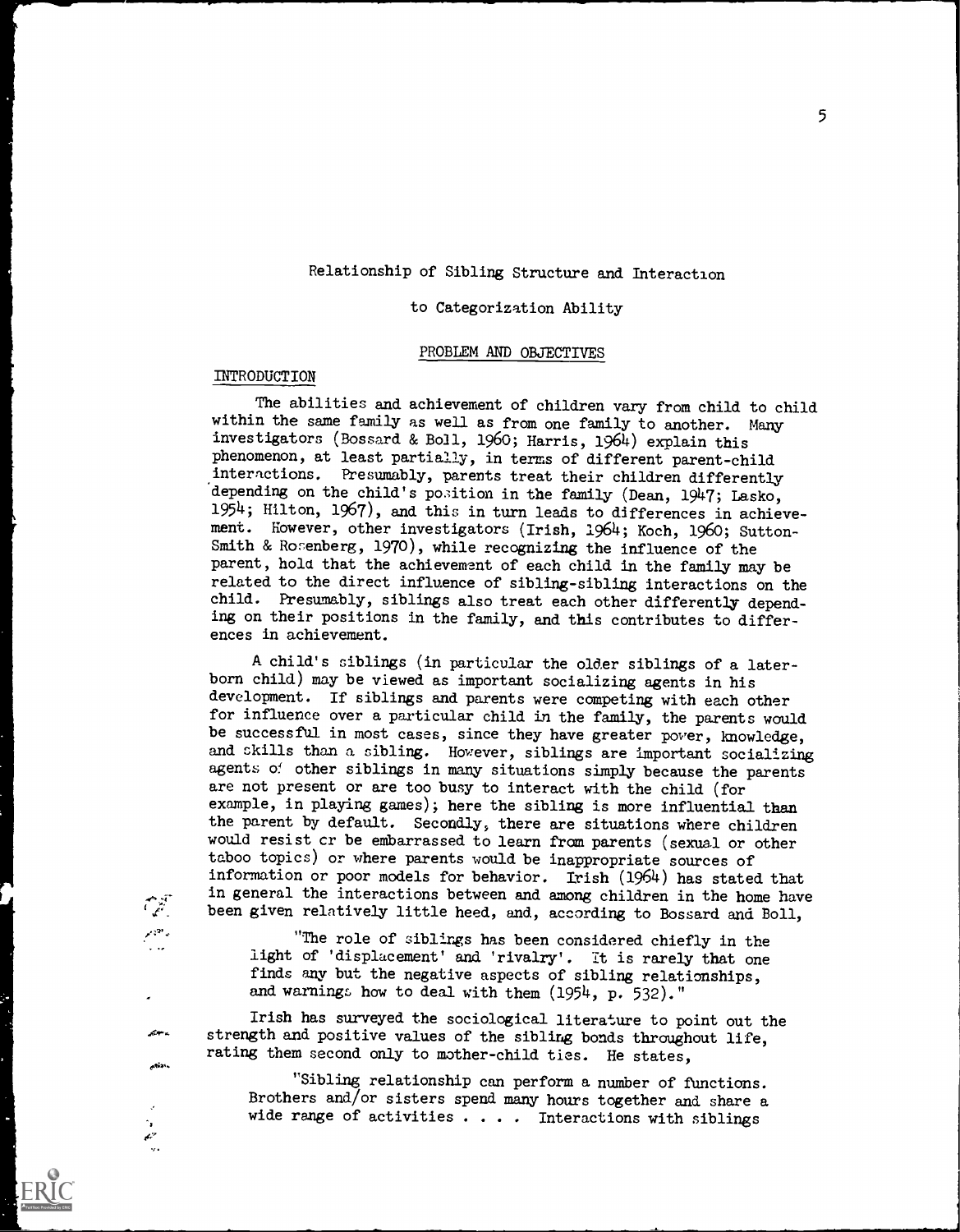Relationship of Sibling Structure and Interaction

to Categorization Ability

## PROBLEM AND OBJECTIVES

### INTRODUCTION

The abilities and achievement of children vary from child to child within the same family as well as from one family to another. Many investigators (Bossard & Boll, 1960; Harris, 1964) explain this phenomenon, at least partially, in terms of different parent-child interactions. Presumably, parents treat their children differently depending on the child's position in the family (Dean, 1947; Lasko, 1954; Hilton, 1967), and this in turn leads to differences in achievement. However, other investigators (Irish, 1964; Koch, 1960; Sutton-Smith & Rosenberg, 1970), while recognizing the influence of the parent, hold that the achievement of each child in the family may be related to the direct influence of sibling-sibling interactions on the child. Presumably, siblings also treat each other differently depending on their positions in the family, and this contributes to differences in achievement.

A child's siblings (in particular the older siblings of a later-born child) may be viewed as important socializing agents in his development. If siblings and parents were competing with each other for influence over a particular child in the family, the parents would be successful in most cases, since they have greater power, knowledge, and skills than a sibling. However, siblings are important socializing agents of other siblings in many situations simply because the parents are not present or are too busy to interact with the child (for example, in playing games); here the sibling is more influential than the parent by default. Secondly, there are situations where children would resist or be embarrassed to learn from parents (sexual or other taboo topics) or where parents would be inappropriate sources of information or poor models for behavior. Irish (1964) has stated that in general the interactions between and among children in the home have been given relatively little heed, and, according to Bossard and Boll,

> "The role of siblings has been considered chiefly in the light of 'displacement' and 'rivalry'. It is rarely that one finds any but the negative aspects of sibling relationships, and warnings how to deal with them (1954, p. 532)."

Irish has surveyed the sociological literature to point out the strength and positive values of the sibling bonds throughout life, rating them second only to mother-child ties. He states,

> "Sibling relationship can perform a number of functions. Brothers and/or sisters spend many hours together and share a wide range of activities . . . . Interactions with siblings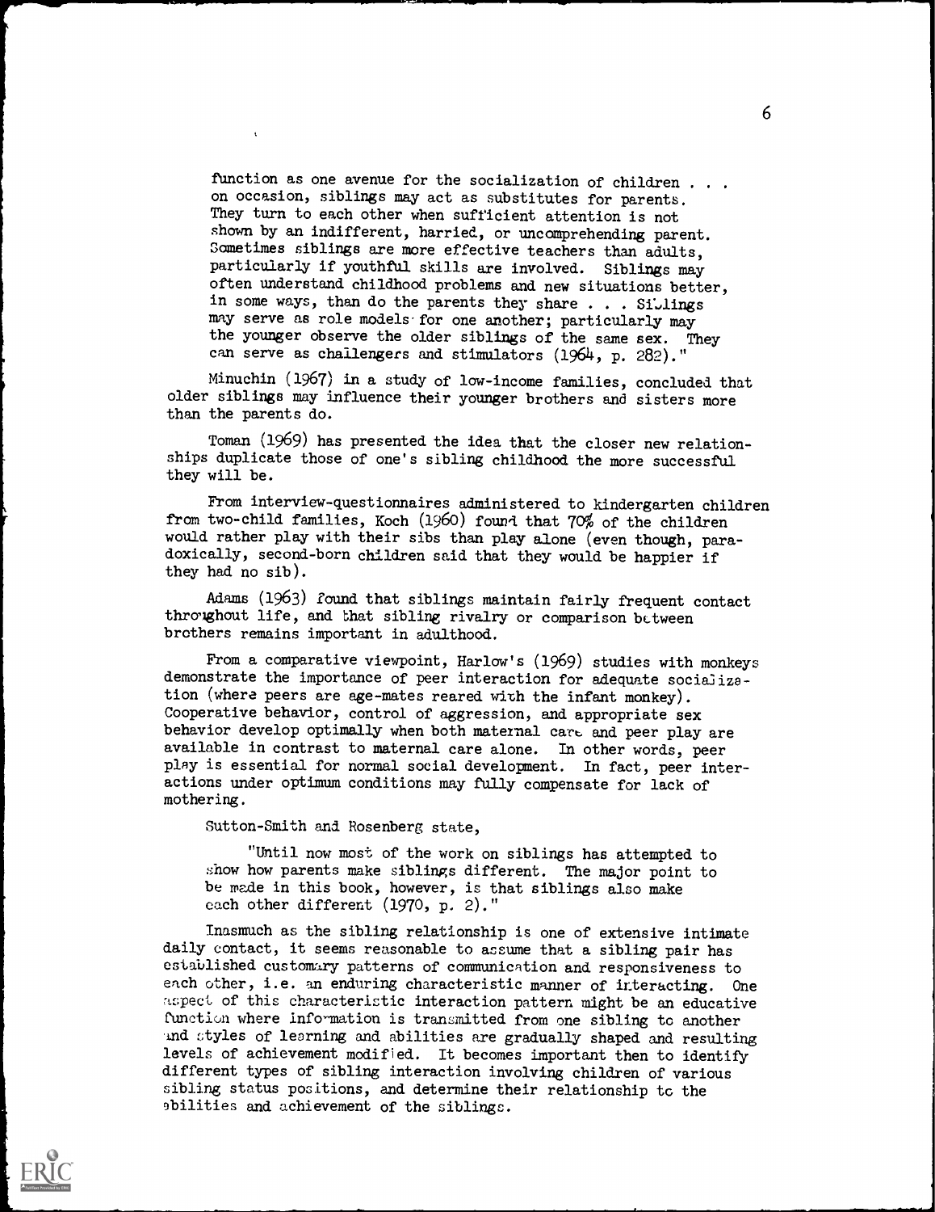> function as one avenue for the socialization of children . . . on occasion, siblings may act as substitutes for parents. They turn to each other when sufficient attention is not shown by an indifferent, harried, or uncomprehending parent. Sometimes siblings are more effective teachers than adults, particularly if youthful skills are involved. Siblings may often understand childhood problems and new situations better, in some ways, than do the parents they share . . . Siblings may serve as role models for one another; particularly may the younger observe the older siblings of the same sex. They can serve as challengers and stimulators (1964, p. 282)."

Minuchin (1967) in a study of low-income families, concluded that older siblings may influence their younger brothers and sisters more than the parents do.

Toman (1969) has presented the idea that the closer new relationships duplicate those of one's sibling childhood the more successful they will be.

From interview-questionnaires administered to kindergarten children from two-child families, Koch (1960) found that 70% of the children would rather play with their sibs than play alone (even though, paradoxically, second-born children said that they would be happier if they had no sib).

Adams (1963) found that siblings maintain fairly frequent contact throughout life, and that sibling rivalry or comparison between brothers remains important in adulthood.

From a comparative viewpoint, Harlow's (1969) studies with monkeys demonstrate the importance of peer interaction for adequate socialization (where peers are age-mates reared with the infant monkey). Cooperative behavior, control of aggression, and appropriate sex behavior develop optimally when both maternal care and peer play are available in contrast to maternal care alone. In other words, peer play is essential for normal social development. In fact, peer interactions under optimum conditions may fully compensate for lack of mothering.

Sutton-Smith and Rosenberg state,

> "Until now most of the work on siblings has attempted to show how parents make siblings different. The major point to be made in this book, however, is that siblings also make each other different (1970, p. 2)."

Inasmuch as the sibling relationship is one of extensive intimate daily contact, it seems reasonable to assume that a sibling pair has established customary patterns of communication and responsiveness to each other, i.e. an enduring characteristic manner of interacting. One aspect of this characteristic interaction pattern might be an educative function where information is transmitted from one sibling to another and styles of learning and abilities are gradually shaped and resulting levels of achievement modified. It becomes important then to identify different types of sibling interaction involving children of various sibling status positions, and determine their relationship to the abilities and achievement of the siblings.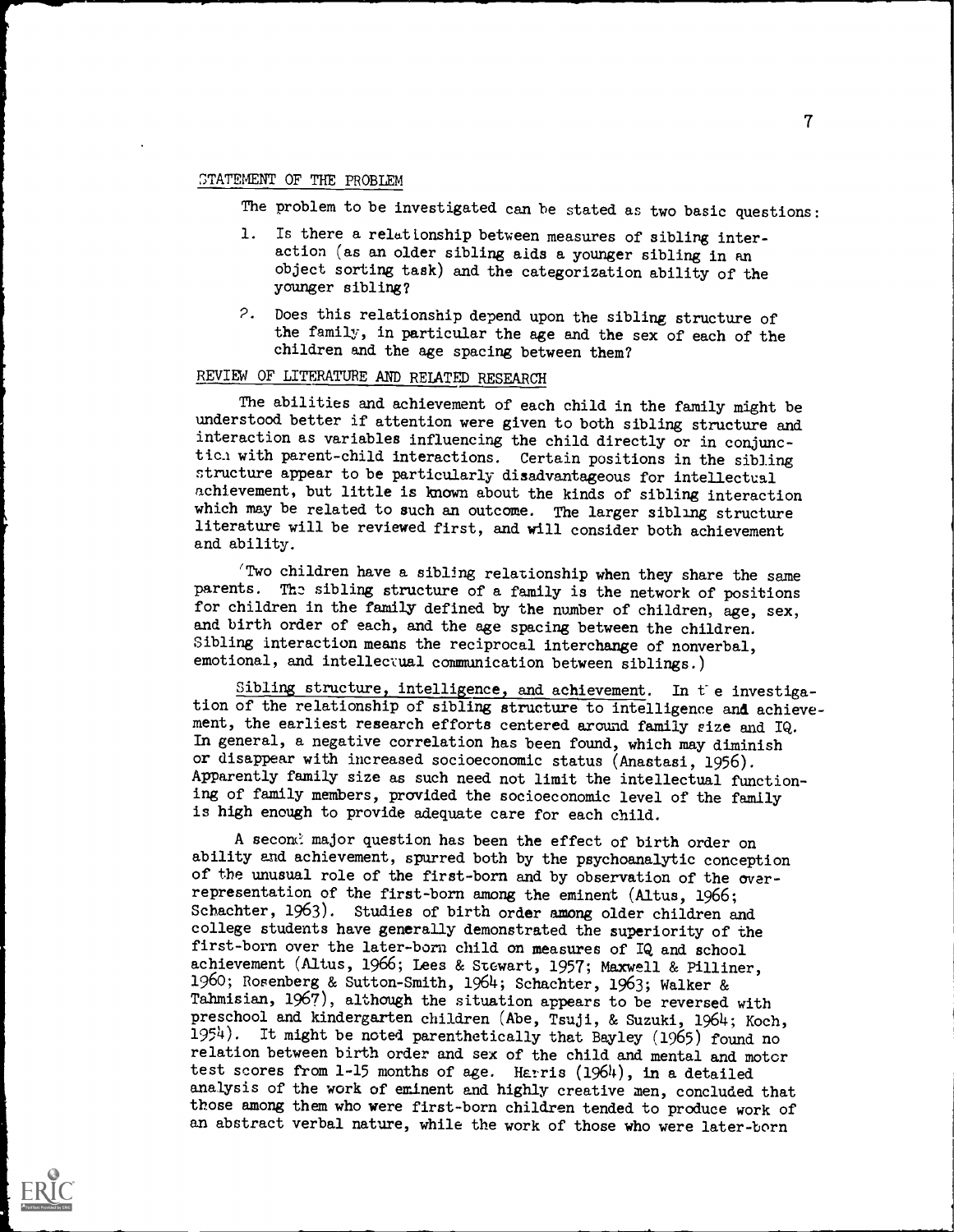## STATEMENT OF THE PROBLEM

The problem to be investigated can be stated as two basic questions:

1. Is there a relationship between measures of sibling interaction (as an older sibling aids a younger sibling in an object sorting task) and the categorization ability of the younger sibling?
2. Does this relationship depend upon the sibling structure of the family, in particular the age and the sex of each of the children and the age spacing between them?

## REVIEW OF LITERATURE AND RELATED RESEARCH

The abilities and achievement of each child in the family might be understood better if attention were given to both sibling structure and interaction as variables influencing the child directly or in conjunction with parent-child interactions. Certain positions in the sibling structure appear to be particularly disadvantageous for intellectual achievement, but little is known about the kinds of sibling interaction which may be related to such an outcome. The larger sibling structure literature will be reviewed first, and will consider both achievement and ability.

(Two children have a sibling relationship when they share the same parents. The sibling structure of a family is the network of positions for children in the family defined by the number of children, age, sex, and birth order of each, and the age spacing between the children. Sibling interaction means the reciprocal interchange of nonverbal, emotional, and intellectual communication between siblings.)

Sibling structure, intelligence, and achievement. In the investigation of the relationship of sibling structure to intelligence and achievement, the earliest research efforts centered around family size and IQ. In general, a negative correlation has been found, which may diminish or disappear with increased socioeconomic status (Anastasi, 1956). Apparently family size as such need not limit the intellectual functioning of family members, provided the socioeconomic level of the family is high enough to provide adequate care for each child.

A second major question has been the effect of birth order on ability and achievement, spurred both by the psychoanalytic conception of the unusual role of the first-born and by observation of the overrepresentation of the first-born among the eminent (Altus, 1966; Schachter, 1963). Studies of birth order among older children and college students have generally demonstrated the superiority of the first-born over the later-born child on measures of IQ and school achievement (Altus, 1966; Lees & Stewart, 1957; Maxwell & Pilliner, 1960; Rosenberg & Sutton-Smith, 1964; Schachter, 1963; Walker & Tahmisian, 1967), although the situation appears to be reversed with preschool and kindergarten children (Abe, Tsuji, & Suzuki, 1964; Koch, 1954). It might be noted parenthetically that Bayley (1965) found no relation between birth order and sex of the child and mental and motor test scores from 1-15 months of age. Harris (1964), in a detailed analysis of the work of eminent and highly creative men, concluded that those among them who were first-born children tended to produce work of an abstract verbal nature, while the work of those who were later-born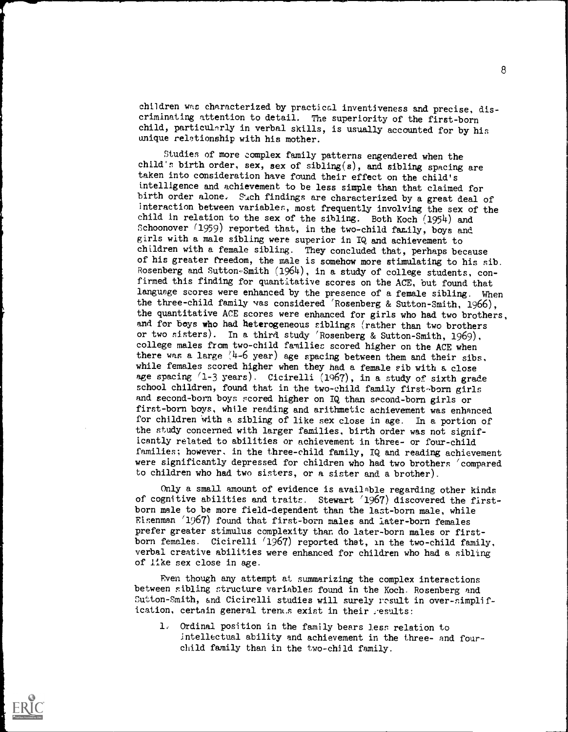children was characterized by practical inventiveness and precise, discriminating attention to detail. The superiority of the first-born child, particularly in verbal skills, is usually accounted for by his unique relationship with his mother.

Studies of more complex family patterns engendered when the child's birth order, sex, sex of sibling(s), and sibling spacing are taken into consideration have found their effect on the child's intelligence and achievement to be less simple than that claimed for birth order alone. Such findings are characterized by a great deal of interaction between variables, most frequently involving the sex of the child in relation to the sex of the sibling. Both Koch (1954) and Schoonover (1959) reported that, in the two-child family, boys and girls with a male sibling were superior in IQ and achievement to children with a female sibling. They concluded that, perhaps because of his greater freedom, the male is somehow more stimulating to his sib. Rosenberg and Sutton-Smith (1964), in a study of college students, confirmed this finding for quantitative scores on the ACE, but found that language scores were enhanced by the presence of a female sibling. When the three-child family was considered (Rosenberg & Sutton-Smith, 1966), the quantitative ACE scores were enhanced for girls who had two brothers, and for boys who had heterogeneous siblings (rather than two brothers or two sisters). In a third study (Rosenberg & Sutton-Smith, 1969), college males from two-child families scored higher on the ACE when there was a large (4-6 year) age spacing between them and their sibs, while females scored higher when they had a female sib with a close age spacing (1-3 years). Cicirelli (1967), in a study of sixth grade school children, found that in the two-child family first-born girls and second-born boys scored higher on IQ than second-born girls or first-born boys, while reading and arithmetic achievement was enhanced for children with a sibling of like sex close in age. In a portion of the study concerned with larger families, birth order was not significantly related to abilities or achievement in three- or four-child families; however, in the three-child family, IQ and reading achievement were significantly depressed for children who had two brothers (compared to children who had two sisters, or a sister and a brother).

Only a small amount of evidence is available regarding other kinds of cognitive abilities and traits. Stewart (1967) discovered the first-born male to be more field-dependent than the last-born male, while Eisenman (1967) found that first-born males and later-born females prefer greater stimulus complexity than do later-born males or first-born females. Cicirelli (1967) reported that, in the two-child family, verbal creative abilities were enhanced for children who had a sibling of like sex close in age.

Even though any attempt at summarizing the complex interactions between sibling structure variables found in the Koch, Rosenberg and Sutton-Smith, and Cicirelli studies will surely result in over-simplification, certain general trends exist in their results:

1. Ordinal position in the family bears less relation to intellectual ability and achievement in the three- and four-child family than in the two-child family.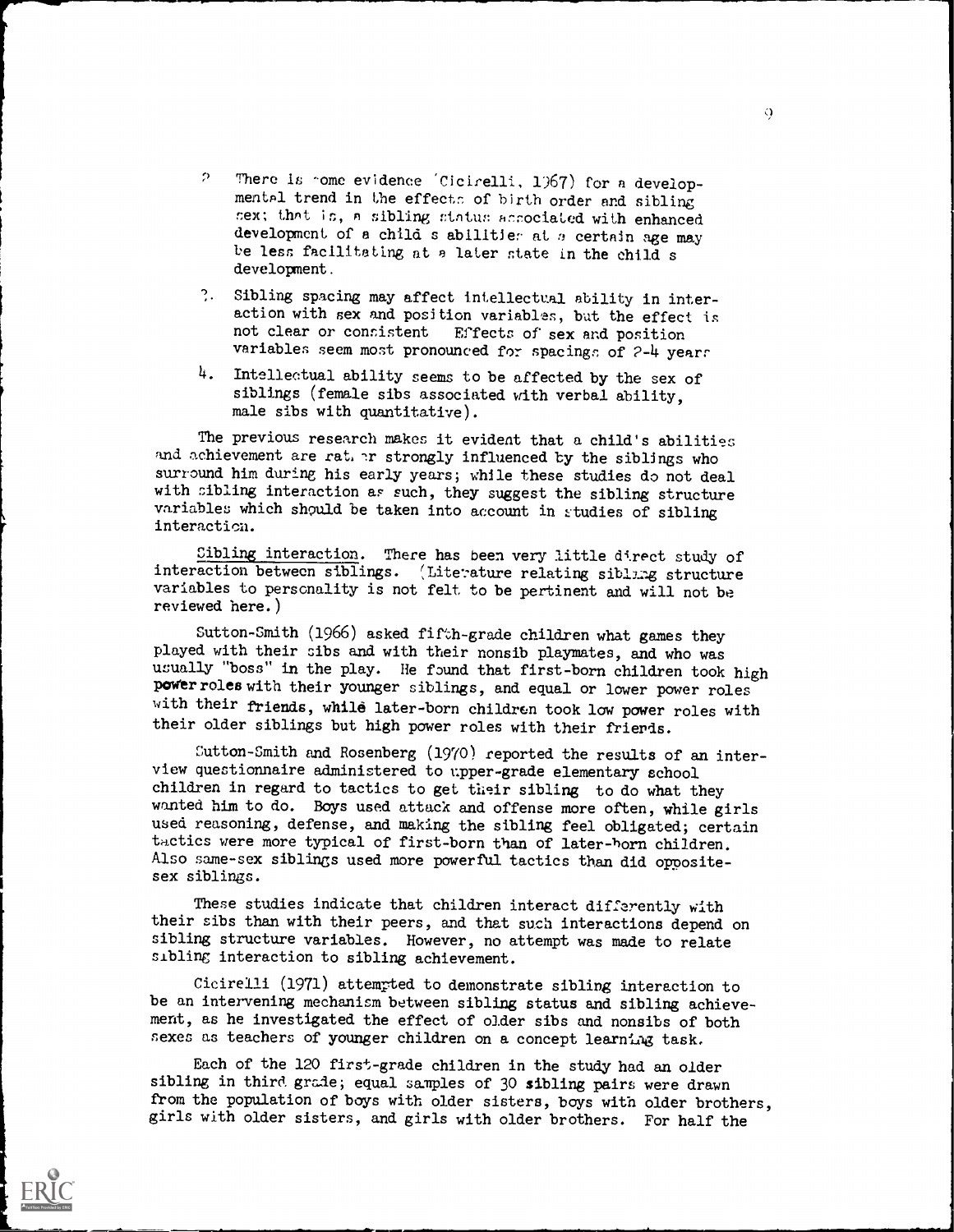2. There is some evidence (Cicirelli, 1967) for a developmental trend in the effects of birth order and sibling sex; that is, a sibling status associated with enhanced development of a child's abilities at a certain age may be less facilitating at a later state in the child's development.

3. Sibling spacing may affect intellectual ability in interaction with sex and position variables, but the effect is not clear or consistent. Effects of sex and position variables seem most pronounced for spacings of 2-4 years.

4. Intellectual ability seems to be affected by the sex of siblings (female sibs associated with verbal ability, male sibs with quantitative).

The previous research makes it evident that a child's abilities and achievement are rather strongly influenced by the siblings who surround him during his early years; while these studies do not deal with sibling interaction as such, they suggest the sibling structure variables which should be taken into account in studies of sibling interaction.

Sibling interaction. There has been very little direct study of interaction between siblings. (Literature relating sibling structure variables to personality is not felt to be pertinent and will not be reviewed here.)

Sutton-Smith (1966) asked fifth-grade children what games they played with their sibs and with their nonsib playmates, and who was usually "boss" in the play. He found that first-born children took high power roles with their younger siblings, and equal or lower power roles with their friends, while later-born children took low power roles with their older siblings but high power roles with their friends.

Sutton-Smith and Rosenberg (1970) reported the results of an interview questionnaire administered to upper-grade elementary school children in regard to tactics to get their sibling to do what they wanted him to do. Boys used attack and offense more often, while girls used reasoning, defense, and making the sibling feel obligated; certain tactics were more typical of first-born than of later-born children. Also same-sex siblings used more powerful tactics than did opposite-sex siblings.

These studies indicate that children interact differently with their sibs than with their peers, and that such interactions depend on sibling structure variables. However, no attempt was made to relate sibling interaction to sibling achievement.

Cicirelli (1971) attempted to demonstrate sibling interaction to be an intervening mechanism between sibling status and sibling achievement, as he investigated the effect of older sibs and nonsibs of both sexes as teachers of younger children on a concept learning task.

Each of the 120 first-grade children in the study had an older sibling in third grade; equal samples of 30 sibling pairs were drawn from the population of boys with older sisters, boys with older brothers, girls with older sisters, and girls with older brothers. For half the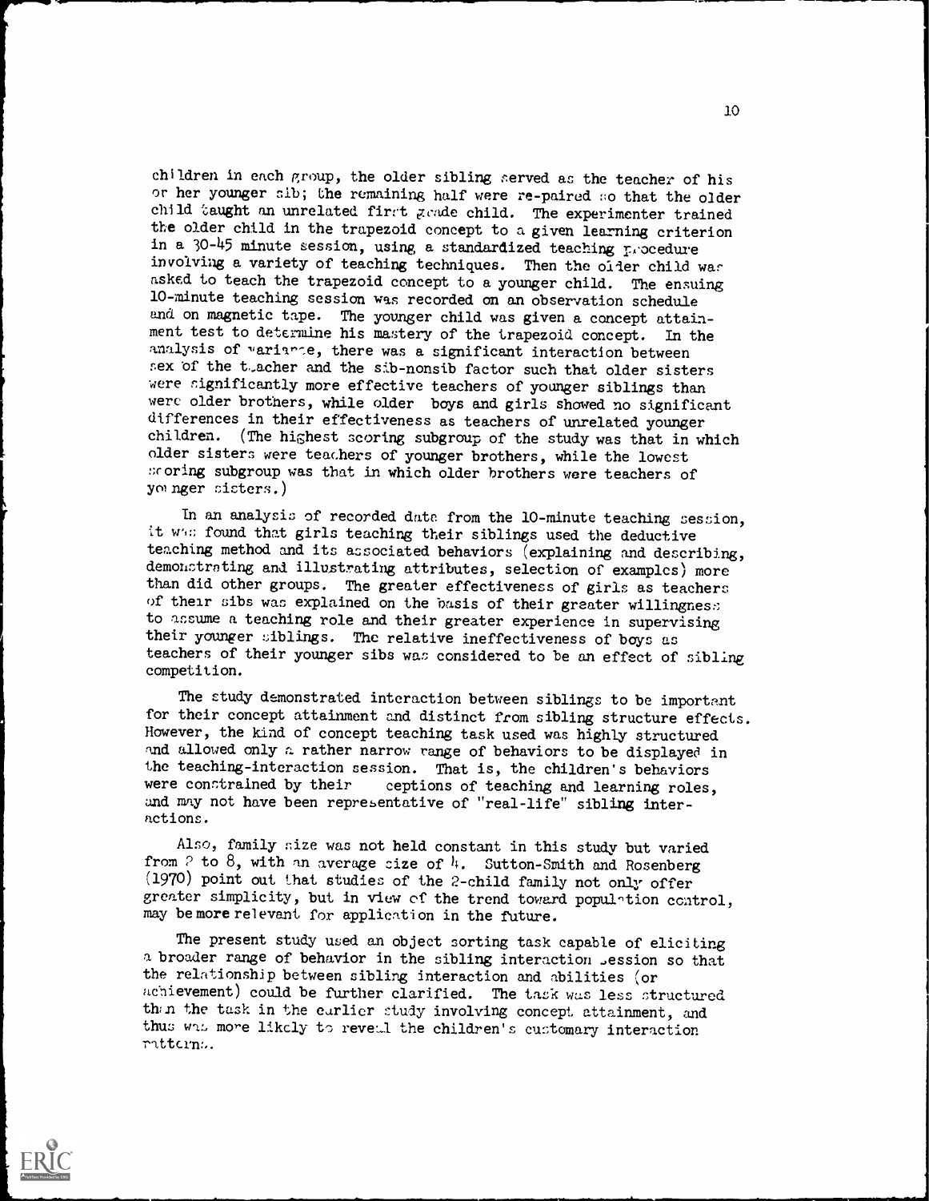children in each group, the older sibling served as the teacher of his or her younger sib; the remaining half were re-paired so that the older child taught an unrelated first grade child. The experimenter trained the older child in the trapezoid concept to a given learning criterion in a 30-45 minute session, using a standardized teaching procedure involving a variety of teaching techniques. Then the older child was asked to teach the trapezoid concept to a younger child. The ensuing 10-minute teaching session was recorded on an observation schedule and on magnetic tape. The younger child was given a concept attainment test to determine his mastery of the trapezoid concept. In the analysis of variance, there was a significant interaction between sex of the teacher and the sib-nonsib factor such that older sisters were significantly more effective teachers of younger siblings than were older brothers, while older boys and girls showed no significant differences in their effectiveness as teachers of unrelated younger children. (The highest scoring subgroup of the study was that in which older sisters were teachers of younger brothers, while the lowest scoring subgroup was that in which older brothers were teachers of younger sisters.)

In an analysis of recorded data from the 10-minute teaching session, it was found that girls teaching their siblings used the deductive teaching method and its associated behaviors (explaining and describing, demonstrating and illustrating attributes, selection of examples) more than did other groups. The greater effectiveness of girls as teachers of their sibs was explained on the basis of their greater willingness to assume a teaching role and their greater experience in supervising their younger siblings. The relative ineffectiveness of boys as teachers of their younger sibs was considered to be an effect of sibling competition.

The study demonstrated interaction between siblings to be important for their concept attainment and distinct from sibling structure effects. However, the kind of concept teaching task used was highly structured and allowed only a rather narrow range of behaviors to be displayed in the teaching-interaction session. That is, the children's behaviors were constrained by their ceptions of teaching and learning roles, and may not have been representative of "real-life" sibling interactions.

Also, family size was not held constant in this study but varied from 2 to 8, with an average size of 4. Sutton-Smith and Rosenberg (1970) point out that studies of the 2-child family not only offer greater simplicity, but in view of the trend toward population control, may be more relevant for application in the future.

The present study used an object sorting task capable of eliciting a broader range of behavior in the sibling interaction session so that the relationship between sibling interaction and abilities (or achievement) could be further clarified. The task was less structured than the task in the earlier study involving concept attainment, and thus was more likely to reveal the children's customary interaction patterns.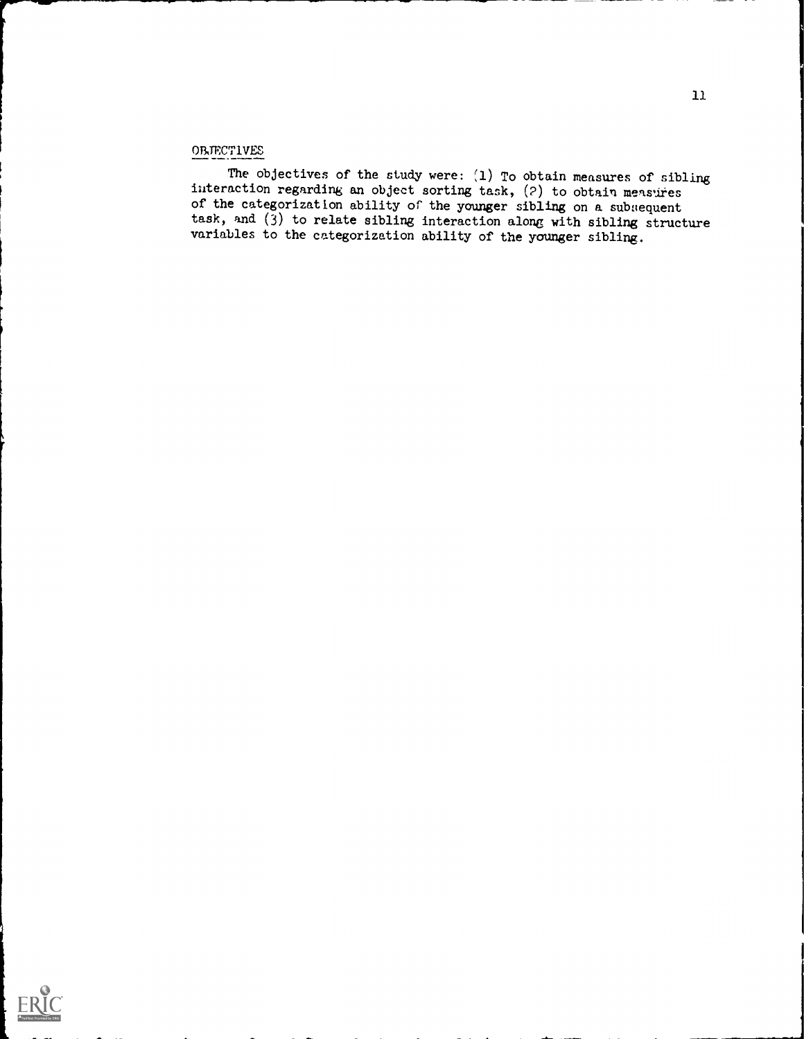## OBJECTIVES

The objectives of the study were: (1) To obtain measures of sibling interaction regarding an object sorting task, (2) to obtain measures of the categorization ability of the younger sibling on a subsequent task, and (3) to relate sibling interaction along with sibling structure variables to the categorization ability of the younger sibling.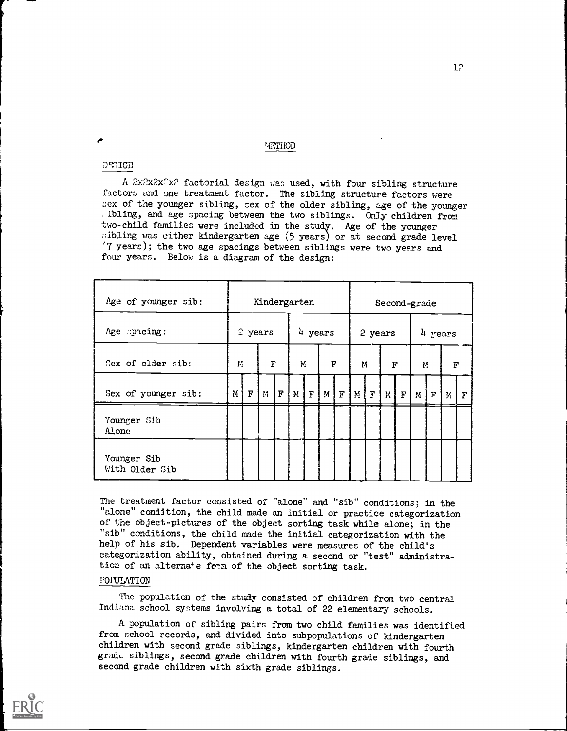## METHOD

### DESIGN

A 2x2x2x2x2 factorial design was used, with four sibling structure factors and one treatment factor. The sibling structure factors were sex of the younger sibling, sex of the older sibling, age of the younger sibling, and age spacing between the two siblings. Only children from two-child families were included in the study. Age of the younger sibling was either kindergarten age (5 years) or at second grade level (7 years); the two age spacings between siblings were two years and four years. Below is a diagram of the design:

| Age of younger sib: | Kindergarten | | | | | | | | Second-grade | | | | | | | |
|---|---|---|---|---|---|---|---|---|---|---|---|---|---|---|---|---|
| Age spacing: | 2 years | | | | 4 years | | | | 2 years | | | | 4 years | | | |
| Sex of older sib: | M | | F | | M | | F | | M | | F | | M | | F | |
| Sex of younger sib: | M | F | M | F | M | F | M | F | M | F | M | F | M | F | M | F |
| Younger Sib Alone | | | | | | | | | | | | | | | | |
| Younger Sib With Older Sib | | | | | | | | | | | | | | | | |

The treatment factor consisted of "alone" and "sib" conditions; in the "alone" condition, the child made an initial or practice categorization of the object-pictures of the object sorting task while alone; in the "sib" conditions, the child made the initial categorization with the help of his sib. Dependent variables were measures of the child's categorization ability, obtained during a second or "test" administration of an alternate form of the object sorting task.

### POPULATION

The population of the study consisted of children from two central Indiana school systems involving a total of 22 elementary schools.

A population of sibling pairs from two child families was identified from school records, and divided into subpopulations of kindergarten children with second grade siblings, kindergarten children with fourth grade siblings, second grade children with fourth grade siblings, and second grade children with sixth grade siblings.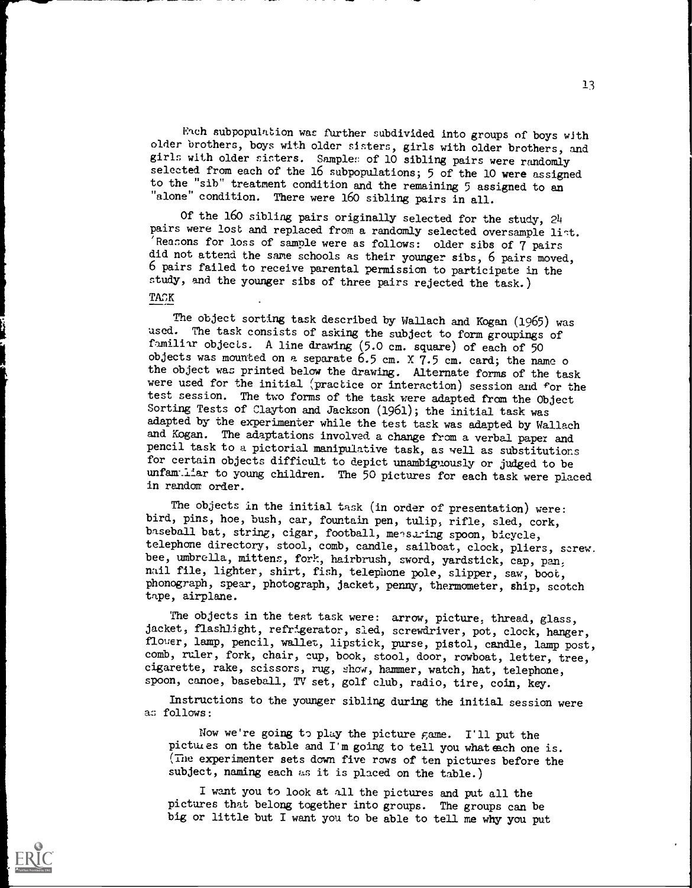Each subpopulation was further subdivided into groups of boys with older brothers, boys with older sisters, girls with older brothers, and girls with older sisters. Samples of 10 sibling pairs were randomly selected from each of the 16 subpopulations; 5 of the 10 were assigned to the "sib" treatment condition and the remaining 5 assigned to an "alone" condition. There were 160 sibling pairs in all.

Of the 160 sibling pairs originally selected for the study, 24 pairs were lost and replaced from a randomly selected oversample list. (Reasons for loss of sample were as follows: older sibs of 7 pairs did not attend the same schools as their younger sibs, 6 pairs moved, 6 pairs failed to receive parental permission to participate in the study, and the younger sibs of three pairs rejected the task.)

TASK

The object sorting task described by Wallach and Kogan (1965) was used. The task consists of asking the subject to form groupings of familiar objects. A line drawing (5.0 cm. square) of each of 50 objects was mounted on a separate 6.5 cm. X 7.5 cm. card; the name o the object was printed below the drawing. Alternate forms of the task were used for the initial (practice or interaction) session and for the test session. The two forms of the task were adapted from the Object Sorting Tests of Clayton and Jackson (1961); the initial task was adapted by the experimenter while the test task was adapted by Wallach and Kogan. The adaptations involved a change from a verbal paper and pencil task to a pictorial manipulative task, as well as substitutions for certain objects difficult to depict unambiguously or judged to be unfamiliar to young children. The 50 pictures for each task were placed in random order.

The objects in the initial task (in order of presentation) were: bird, pins, hoe, bush, car, fountain pen, tulip, rifle, sled, cork, baseball bat, string, cigar, football, measuring spoon, bicycle, telephone directory, stool, comb, candle, sailboat, clock, pliers, screw. bee, umbrella, mittens, fork, hairbrush, sword, yardstick, cap, pan, nail file, lighter, shirt, fish, telephone pole, slipper, saw, boot, phonograph, spear, photograph, jacket, penny, thermometer, ship, scotch tape, airplane.

The objects in the test task were: arrow, picture, thread, glass, jacket, flashlight, refrigerator, sled, screwdriver, pot, clock, hanger, flower, lamp, pencil, wallet, lipstick, purse, pistol, candle, lamp post, comb, ruler, fork, chair, cup, book, stool, door, rowboat, letter, tree, cigarette, rake, scissors, rug, show, hammer, watch, hat, telephone, spoon, canoe, baseball, TV set, golf club, radio, tire, coin, key.

Instructions to the younger sibling during the initial session were as follows:

> Now we're going to play the picture game. I'll put the pictures on the table and I'm going to tell you what each one is. (The experimenter sets down five rows of ten pictures before the subject, naming each as it is placed on the table.)
>
> I want you to look at all the pictures and put all the pictures that belong together into groups. The groups can be big or little but I want you to be able to tell me why you put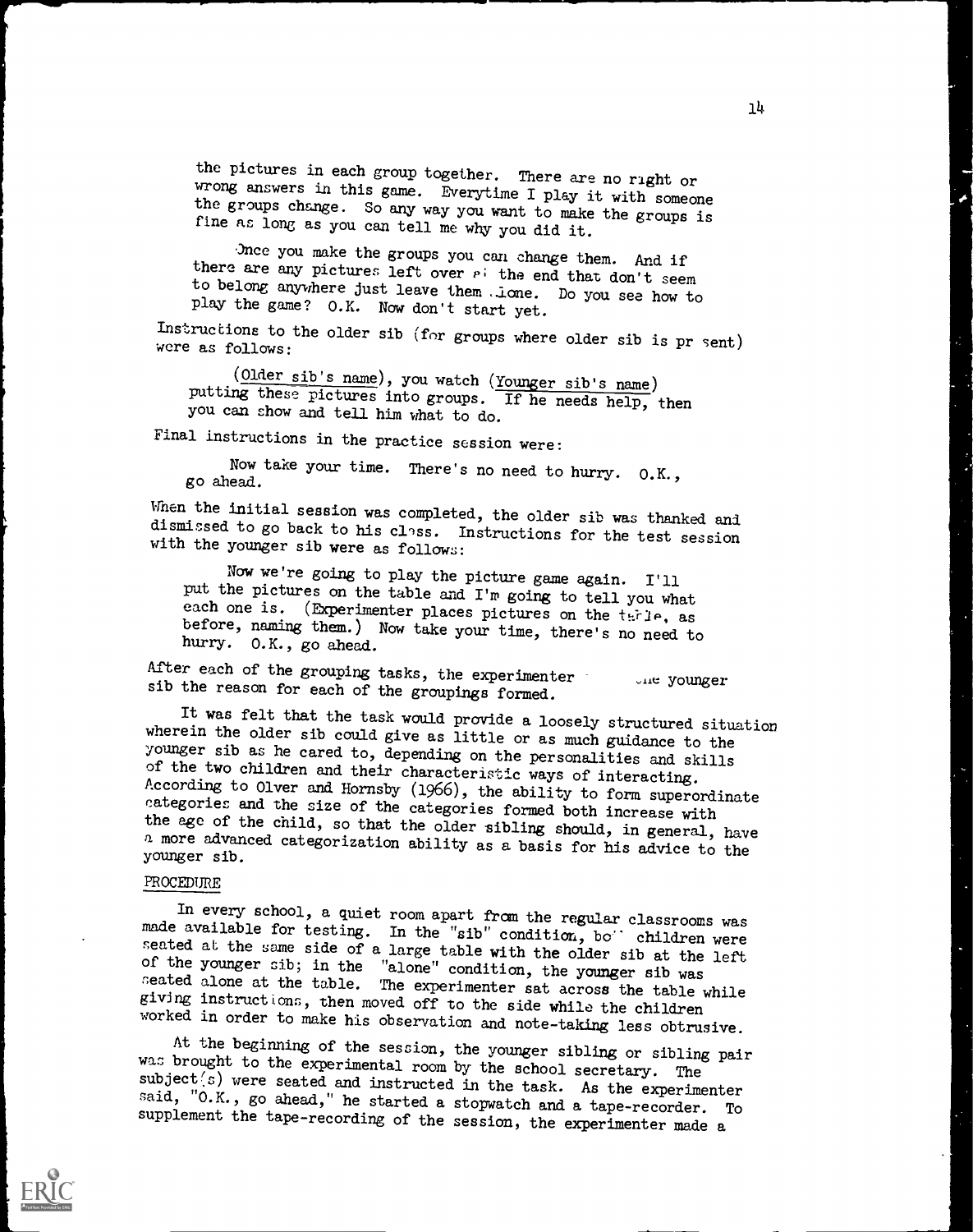the pictures in each group together. There are no right or wrong answers in this game. Everytime I play it with someone the groups change. So any way you want to make the groups is fine as long as you can tell me why you did it.

> Once you make the groups you can change them. And if there are any pictures left over at the end that don't seem to belong anywhere just leave them alone. Do you see how to play the game? O.K. Now don't start yet.

Instructions to the older sib (for groups where older sib is present) were as follows:

> (Older sib's name), you watch (Younger sib's name) putting these pictures into groups. If he needs help, then you can show and tell him what to do.

Final instructions in the practice session were:

> Now take your time. There's no need to hurry. O.K., go ahead.

When the initial session was completed, the older sib was thanked and dismissed to go back to his class. Instructions for the test session with the younger sib were as follows:

> Now we're going to play the picture game again. I'll put the pictures on the table and I'm going to tell you what each one is. (Experimenter places pictures on the table, as before, naming them.) Now take your time, there's no need to hurry. O.K., go ahead.

After each of the grouping tasks, the experimenter ... the younger sib the reason for each of the groupings formed.

It was felt that the task would provide a loosely structured situation wherein the older sib could give as little or as much guidance to the younger sib as he cared to, depending on the personalities and skills of the two children and their characteristic ways of interacting. According to Olver and Hornsby (1966), the ability to form superordinate categories and the size of the categories formed both increase with the age of the child, so that the older sibling should, in general, have a more advanced categorization ability as a basis for his advice to the younger sib.

PROCEDURE

In every school, a quiet room apart from the regular classrooms was made available for testing. In the "sib" condition, both children were seated at the same side of a large table with the older sib at the left of the younger sib; in the "alone" condition, the younger sib was seated alone at the table. The experimenter sat across the table while giving instructions, then moved off to the side while the children worked in order to make his observation and note-taking less obtrusive.

At the beginning of the session, the younger sibling or sibling pair was brought to the experimental room by the school secretary. The subject(s) were seated and instructed in the task. As the experimenter said, "O.K., go ahead," he started a stopwatch and a tape-recorder. To supplement the tape-recording of the session, the experimenter made a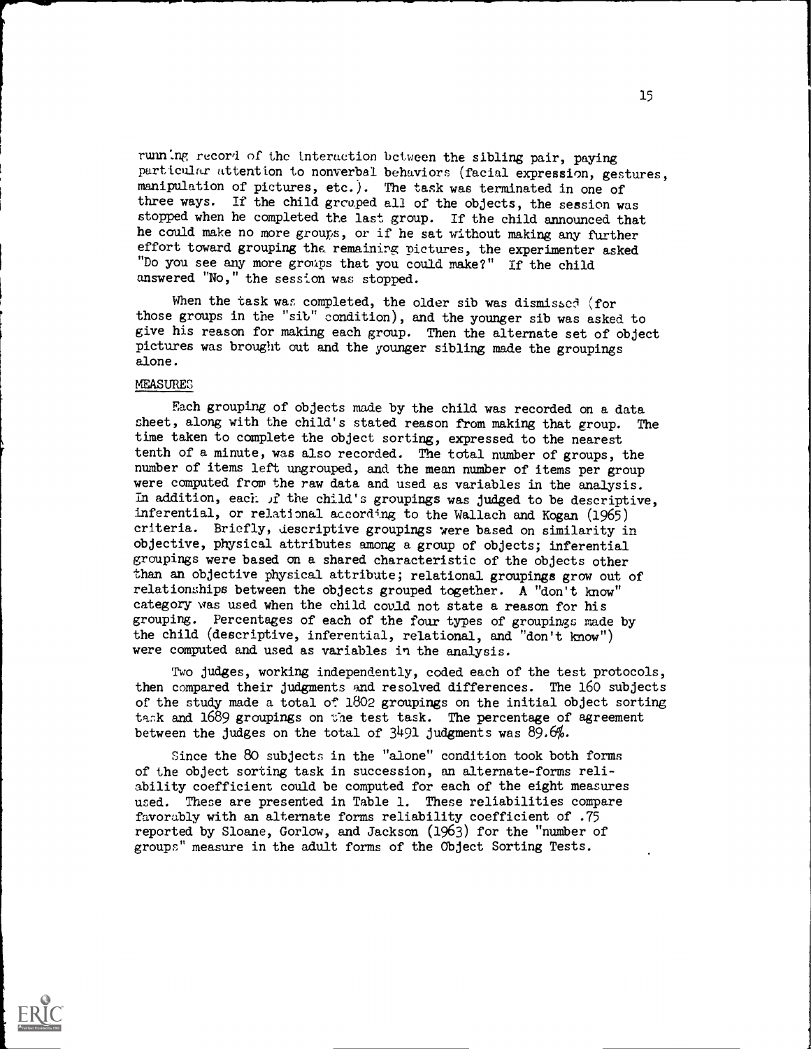running record of the interaction between the sibling pair, paying particular attention to nonverbal behaviors (facial expression, gestures, manipulation of pictures, etc.). The task was terminated in one of three ways. If the child grouped all of the objects, the session was stopped when he completed the last group. If the child announced that he could make no more groups, or if he sat without making any further effort toward grouping the remaining pictures, the experimenter asked "Do you see any more groups that you could make?" If the child answered "No," the session was stopped.

When the task was completed, the older sib was dismissed (for those groups in the "sib" condition), and the younger sib was asked to give his reason for making each group. Then the alternate set of object pictures was brought out and the younger sibling made the groupings alone.

## MEASURES

Each grouping of objects made by the child was recorded on a data sheet, along with the child's stated reason from making that group. The time taken to complete the object sorting, expressed to the nearest tenth of a minute, was also recorded. The total number of groups, the number of items left ungrouped, and the mean number of items per group were computed from the raw data and used as variables in the analysis. In addition, each of the child's groupings was judged to be descriptive, inferential, or relational according to the Wallach and Kogan (1965) criteria. Briefly, descriptive groupings were based on similarity in objective, physical attributes among a group of objects; inferential groupings were based on a shared characteristic of the objects other than an objective physical attribute; relational groupings grow out of relationships between the objects grouped together. A "don't know" category was used when the child could not state a reason for his grouping. Percentages of each of the four types of groupings made by the child (descriptive, inferential, relational, and "don't know") were computed and used as variables in the analysis.

Two judges, working independently, coded each of the test protocols, then compared their judgments and resolved differences. The 160 subjects of the study made a total of 1802 groupings on the initial object sorting task and 1689 groupings on the test task. The percentage of agreement between the judges on the total of 3491 judgments was 89.6%.

Since the 80 subjects in the "alone" condition took both forms of the object sorting task in succession, an alternate-forms reliability coefficient could be computed for each of the eight measures used. These are presented in Table 1. These reliabilities compare favorably with an alternate forms reliability coefficient of .75 reported by Sloane, Gorlow, and Jackson (1963) for the "number of groups" measure in the adult forms of the Object Sorting Tests.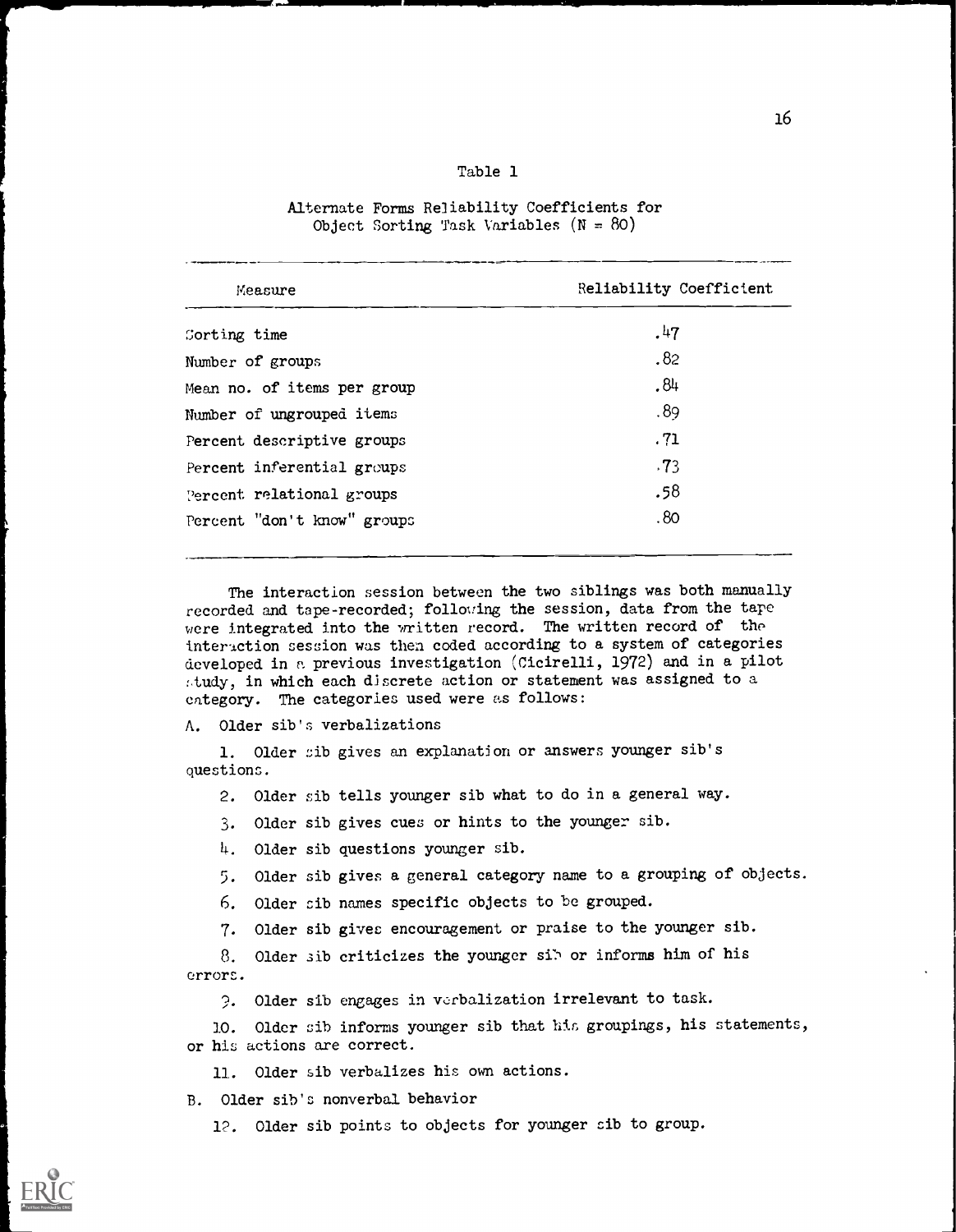Table 1

Alternate Forms Reliability Coefficients for Object Sorting Task Variables (N = 80)

| Measure | Reliability Coefficient |
|---|---|
| Sorting time | .47 |
| Number of groups | .82 |
| Mean no. of items per group | .84 |
| Number of ungrouped items | .89 |
| Percent descriptive groups | .71 |
| Percent inferential groups | .73 |
| Percent relational groups | .58 |
| Percent "don't know" groups | .80 |

The interaction session between the two siblings was both manually recorded and tape-recorded; following the session, data from the tape were integrated into the written record. The written record of the interaction session was then coded according to a system of categories developed in a previous investigation (Cicirelli, 1972) and in a pilot study, in which each discrete action or statement was assigned to a category. The categories used were as follows:

A. Older sib's verbalizations

1. Older sib gives an explanation or answers younger sib's questions.
2. Older sib tells younger sib what to do in a general way.
3. Older sib gives cues or hints to the younger sib.
4. Older sib questions younger sib.
5. Older sib gives a general category name to a grouping of objects.
6. Older sib names specific objects to be grouped.
7. Older sib gives encouragement or praise to the younger sib.
8. Older sib criticizes the younger sib or informs him of his errors.
9. Older sib engages in verbalization irrelevant to task.
10. Older sib informs younger sib that his groupings, his statements, or his actions are correct.
11. Older sib verbalizes his own actions.

B. Older sib's nonverbal behavior

12. Older sib points to objects for younger sib to group.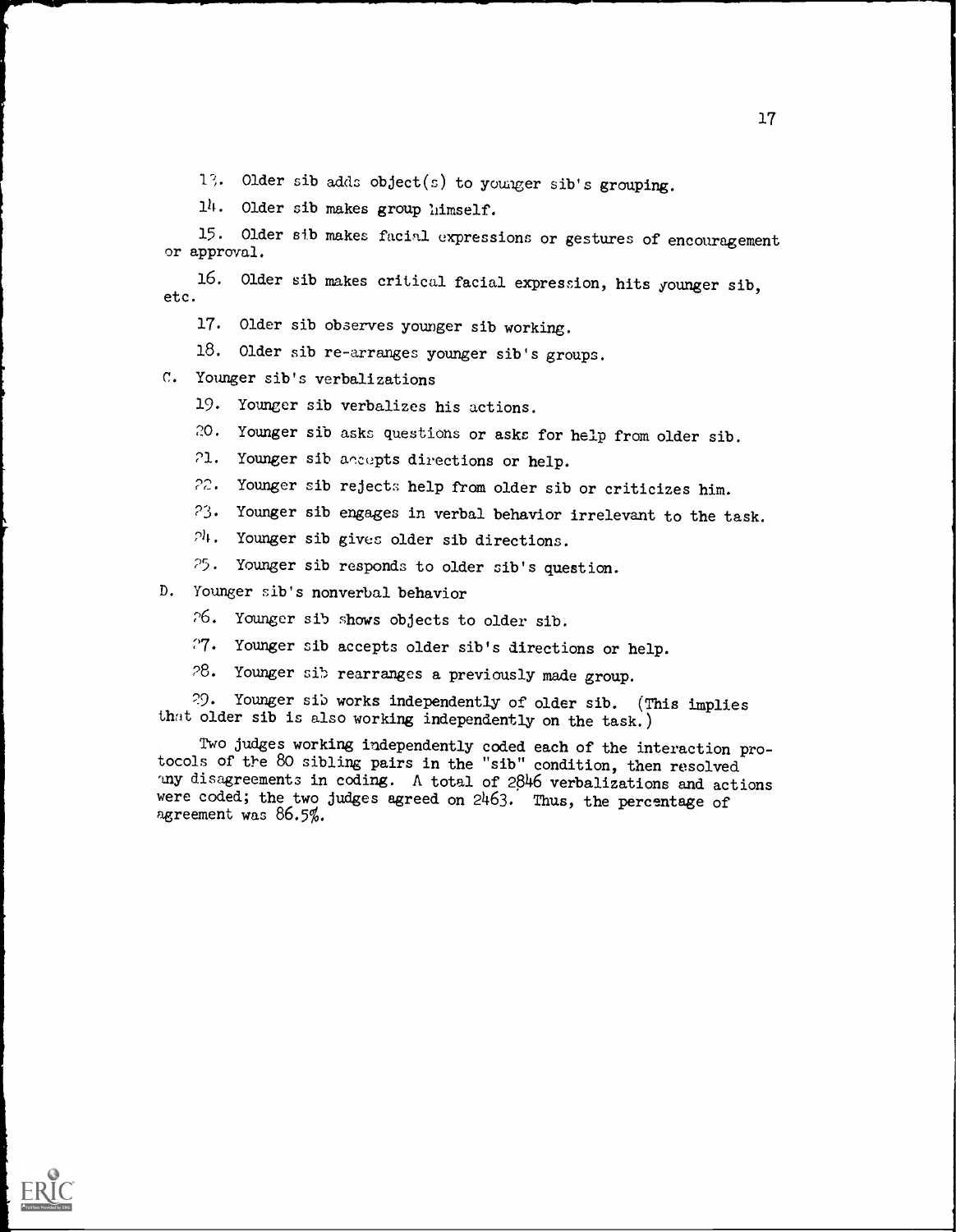13. Older sib adds object(s) to younger sib's grouping.

14. Older sib makes group himself.

15. Older sib makes facial expressions or gestures of encouragement or approval.

16. Older sib makes critical facial expression, hits younger sib, etc.

17. Older sib observes younger sib working.

18. Older sib re-arranges younger sib's groups.

C. Younger sib's verbalizations

19. Younger sib verbalizes his actions.

20. Younger sib asks questions or asks for help from older sib.

21. Younger sib accepts directions or help.

22. Younger sib rejects help from older sib or criticizes him.

23. Younger sib engages in verbal behavior irrelevant to the task.

24. Younger sib gives older sib directions.

25. Younger sib responds to older sib's question.

D. Younger sib's nonverbal behavior

26. Younger sib shows objects to older sib.

27. Younger sib accepts older sib's directions or help.

28. Younger sib rearranges a previously made group.

29. Younger sib works independently of older sib. (This implies that older sib is also working independently on the task.)

Two judges working independently coded each of the interaction protocols of the 80 sibling pairs in the "sib" condition, then resolved any disagreements in coding. A total of 2846 verbalizations and actions were coded; the two judges agreed on 2463. Thus, the percentage of agreement was 86.5%.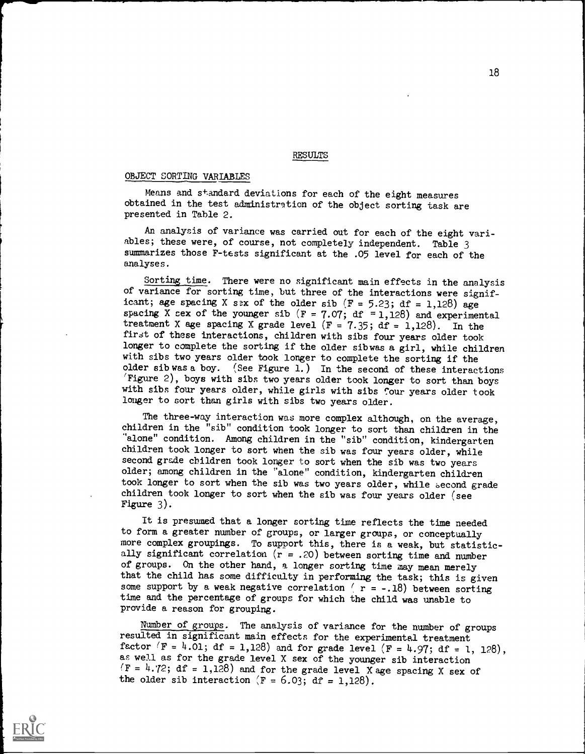## RESULTS

### OBJECT SORTING VARIABLES

Means and standard deviations for each of the eight measures obtained in the test administration of the object sorting task are presented in Table 2.

An analysis of variance was carried out for each of the eight variables; these were, of course, not completely independent. Table 3 summarizes those F-tests significant at the .05 level for each of the analyses.

Sorting time. There were no significant main effects in the analysis of variance for sorting time, but three of the interactions were significant; age spacing X sex of the older sib ($F = 5.23$; $df = 1,128$) age spacing X sex of the younger sib ($F = 7.07$; $df = 1,128$) and experimental treatment X age spacing X grade level ($F = 7.35$; $df = 1,128$). In the first of these interactions, children with sibs four years older took longer to complete the sorting if the older sib was a girl, while children with sibs two years older took longer to complete the sorting if the older sib was a boy. (See Figure 1.) In the second of these interactions (Figure 2), boys with sibs two years older took longer to sort than boys with sibs four years older, while girls with sibs four years older took longer to sort than girls with sibs two years older.

The three-way interaction was more complex although, on the average, children in the "sib" condition took longer to sort than children in the "alone" condition. Among children in the "sib" condition, kindergarten children took longer to sort when the sib was four years older, while second grade children took longer to sort when the sib was two years older; among children in the "alone" condition, kindergarten children took longer to sort when the sib was two years older, while second grade children took longer to sort when the sib was four years older (see Figure 3).

It is presumed that a longer sorting time reflects the time needed to form a greater number of groups, or larger groups, or conceptually more complex groupings. To support this, there is a weak, but statistically significant correlation ($r = .20$) between sorting time and number of groups. On the other hand, a longer sorting time may mean merely that the child has some difficulty in performing the task; this is given some support by a weak negative correlation ($r = -.18$) between sorting time and the percentage of groups for which the child was unable to provide a reason for grouping.

Number of groups. The analysis of variance for the number of groups resulted in significant main effects for the experimental treatment factor ($F = 4.01$; $df = 1,128$) and for grade level ($F = 4.97$; $df = 1, 128$), as well as for the grade level X sex of the younger sib interaction ($F = 4.72$; $df = 1,128$) and for the grade level X age spacing X sex of the older sib interaction ($F = 6.03$; $df = 1,128$).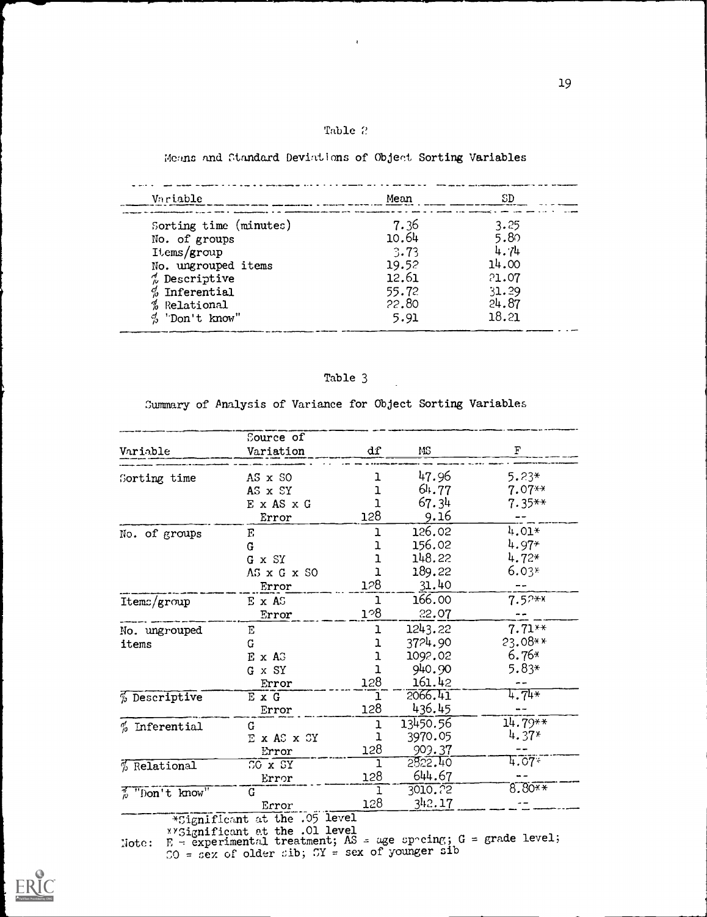Table 2

Means and Standard Deviations of Object Sorting Variables

| Variable | Mean | SD |
|---|---|---|
| Sorting time (minutes) | 7.36 | 3.25 |
| No. of groups | 10.64 | 5.80 |
| Items/group | 3.73 | 4.74 |
| No. ungrouped items | 19.52 | 14.00 |
| % Descriptive | 12.61 | 21.07 |
| % Inferential | 55.72 | 31.29 |
| % Relational | 22.80 | 24.87 |
| % "Don't know" | 5.91 | 18.21 |

Table 3

Summary of Analysis of Variance for Object Sorting Variables

| Variable | Source of Variation | df | MS | F |
|---|---|---|---|---|
| Sorting time | AS x SO | 1 | 47.96 | 5.23* |
| | AS x SY | 1 | 64.77 | 7.07** |
| | E x AS x G | 1 | 67.34 | 7.35** |
| | Error | 128 | 9.16 | -- |
| No. of groups | E | 1 | 126.02 | 4.01* |
| | G | 1 | 156.02 | 4.97* |
| | G x SY | 1 | 148.22 | 4.72* |
| | AS x G x SO | 1 | 189.22 | 6.03* |
| | Error | 128 | 31.40 | -- |
| Items/group | E x AS | 1 | 166.00 | 7.52** |
| | Error | 128 | 22.07 | -- |
| No. ungrouped items | E | 1 | 1243.22 | 7.71** |
| | G | 1 | 3724.90 | 23.08** |
| | E x AS | 1 | 1092.02 | 6.76* |
| | G x SY | 1 | 940.90 | 5.83* |
| | Error | 128 | 161.42 | -- |
| % Descriptive | E x G | 1 | 2066.41 | 4.74* |
| | Error | 128 | 436.45 | -- |
| % Inferential | G | 1 | 13450.56 | 14.79** |
| | E x AS x SY | 1 | 3970.05 | 4.37* |
| | Error | 128 | 909.37 | -- |
| % Relational | SO x SY | 1 | 2822.40 | 4.07* |
| | Error | 128 | 644.67 | -- |
| % "Don't know" | G | 1 | 3010.22 | 8.80** |
| | Error | 128 | 342.17 | -- |

*Significant at the .05 level

**Significant at the .01 level

Note: E = experimental treatment; AS = age spacing; G = grade level; SO = sex of older sib; SY = sex of younger sib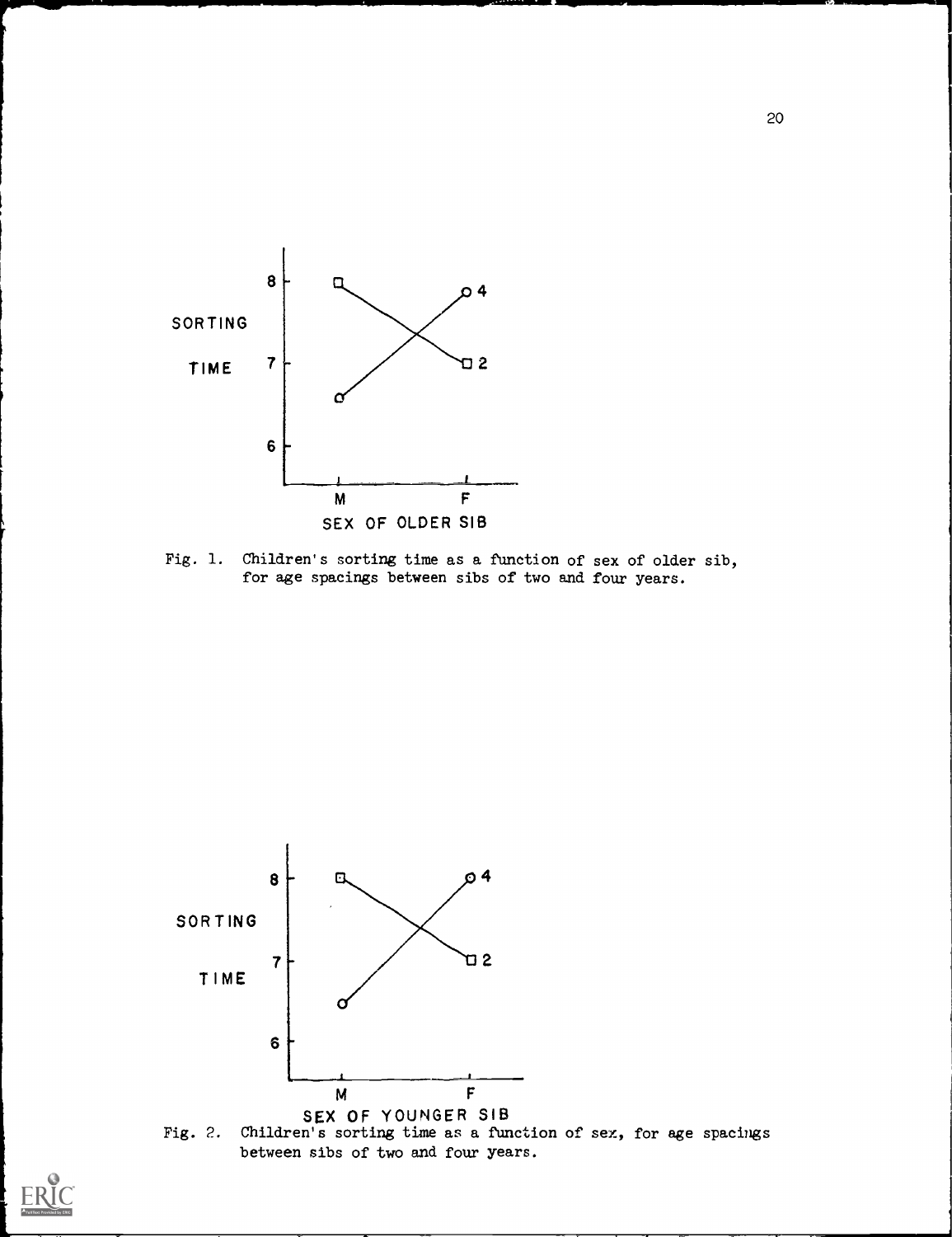Fig. 1. Children's sorting time as a function of sex of older sib, for age spacings between sibs of two and four years.

Fig. 2. Children's sorting time as a function of sex, for age spacings between sibs of two and four years.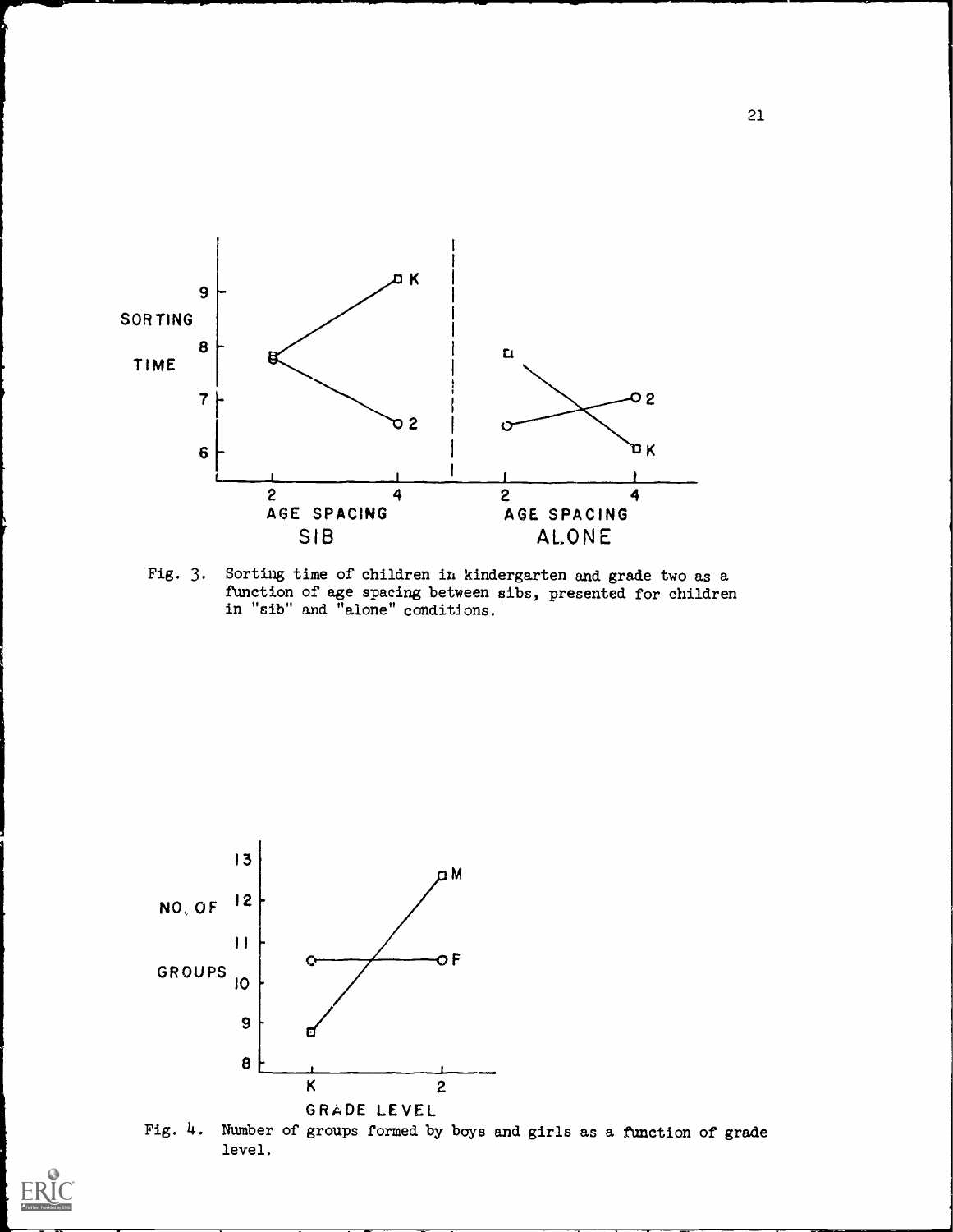Fig. 3. Sorting time of children in kindergarten and grade two as a function of age spacing between sibs, presented for children in "sib" and "alone" conditions.

Fig. 4. Number of groups formed by boys and girls as a function of grade level.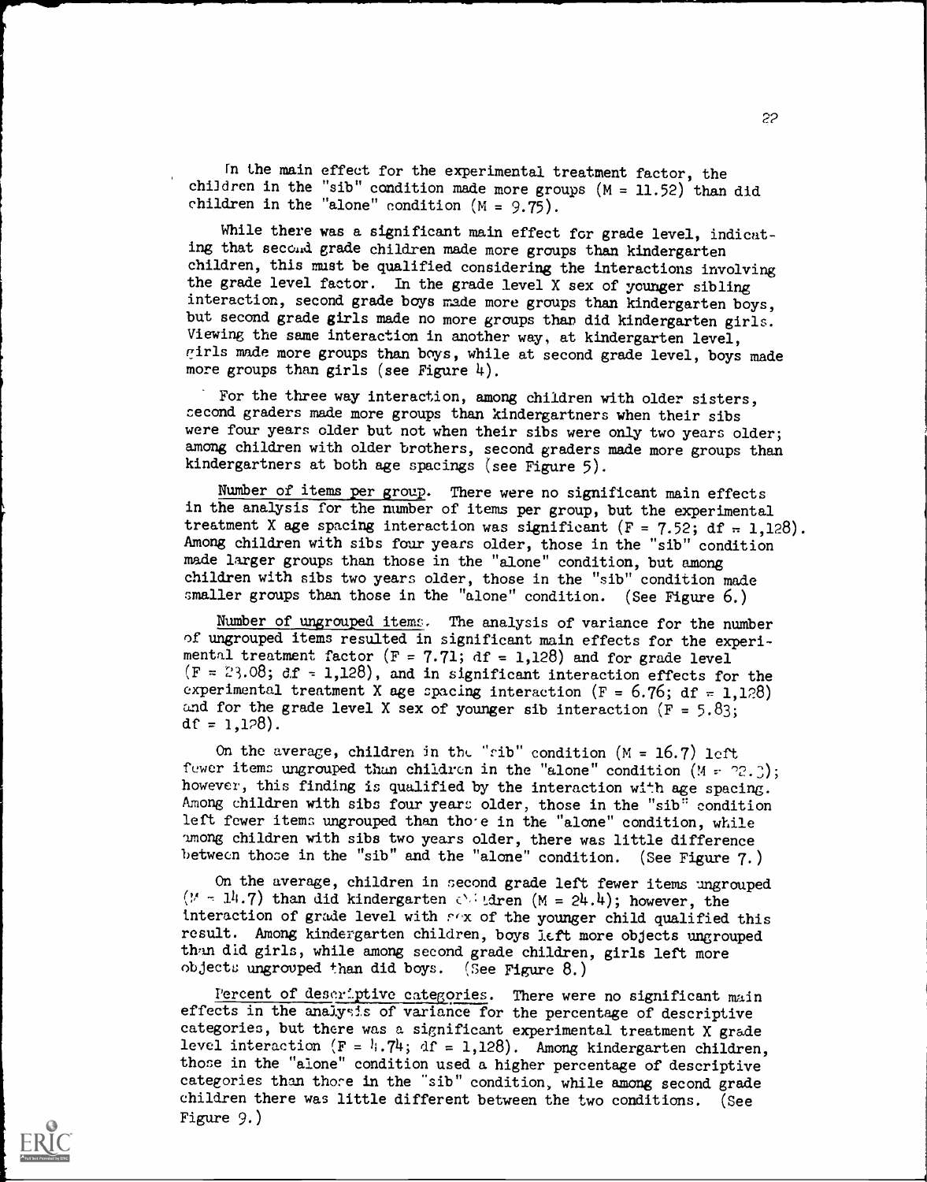In the main effect for the experimental treatment factor, the children in the "sib" condition made more groups ($M = 11.52$) than did children in the "alone" condition ($M = 9.75$).

While there was a significant main effect for grade level, indicating that second grade children made more groups than kindergarten children, this must be qualified considering the interactions involving the grade level factor. In the grade level X sex of younger sibling interaction, second grade boys made more groups than kindergarten boys, but second grade girls made no more groups than did kindergarten girls. Viewing the same interaction in another way, at kindergarten level, girls made more groups than boys, while at second grade level, boys made more groups than girls (see Figure 4).

For the three way interaction, among children with older sisters, second graders made more groups than kindergartners when their sibs were four years older but not when their sibs were only two years older; among children with older brothers, second graders made more groups than kindergartners at both age spacings (see Figure 5).

Number of items per group. There were no significant main effects in the analysis for the number of items per group, but the experimental treatment X age spacing interaction was significant ($F = 7.52$; $df = 1,128$). Among children with sibs four years older, those in the "sib" condition made larger groups than those in the "alone" condition, but among children with sibs two years older, those in the "sib" condition made smaller groups than those in the "alone" condition. (See Figure 6.)

Number of ungrouped items. The analysis of variance for the number of ungrouped items resulted in significant main effects for the experimental treatment factor ($F = 7.71$; $df = 1,128$) and for grade level ($F = 23.08$; $df = 1,128$), and in significant interaction effects for the experimental treatment X age spacing interaction ($F = 6.76$; $df = 1,128$) and for the grade level X sex of younger sib interaction ($F = 5.83$; $df = 1,128$).

On the average, children in the "sib" condition ($M = 16.7$) left fewer items ungrouped than children in the "alone" condition ($M = 22.3$); however, this finding is qualified by the interaction with age spacing. Among children with sibs four years older, those in the "sib" condition left fewer items ungrouped than those in the "alone" condition, while among children with sibs two years older, there was little difference between those in the "sib" and the "alone" condition. (See Figure 7.)

On the average, children in second grade left fewer items ungrouped ($M = 14.7$) than did kindergarten children ($M = 24.4$); however, the interaction of grade level with sex of the younger child qualified this result. Among kindergarten children, boys left more objects ungrouped than did girls, while among second grade children, girls left more objects ungrouped than did boys. (See Figure 8.)

Percent of descriptive categories. There were no significant main effects in the analysis of variance for the percentage of descriptive categories, but there was a significant experimental treatment X grade level interaction ($F = 4.74$; $df = 1,128$). Among kindergarten children, those in the "alone" condition used a higher percentage of descriptive categories than those in the "sib" condition, while among second grade children there was little different between the two conditions. (See Figure 9.)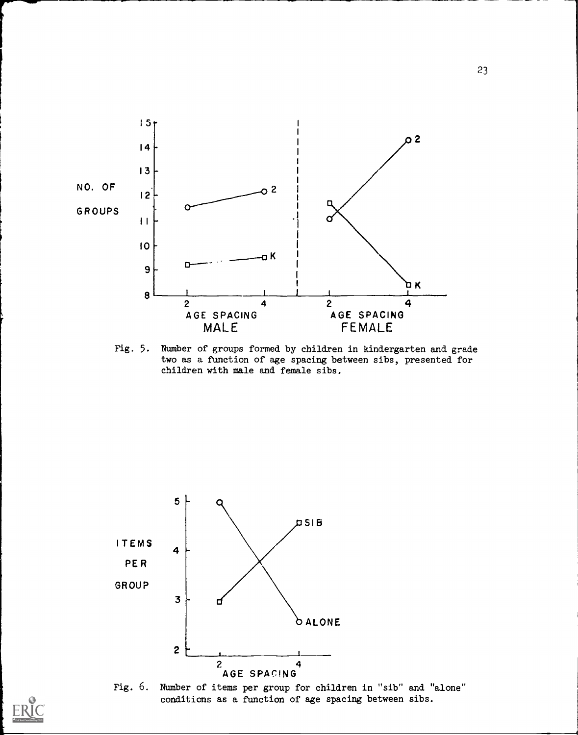Fig. 5. Number of groups formed by children in kindergarten and grade two as a function of age spacing between sibs, presented for children with male and female sibs.

Fig. 6. Number of items per group for children in "sib" and "alone" conditions as a function of age spacing between sibs.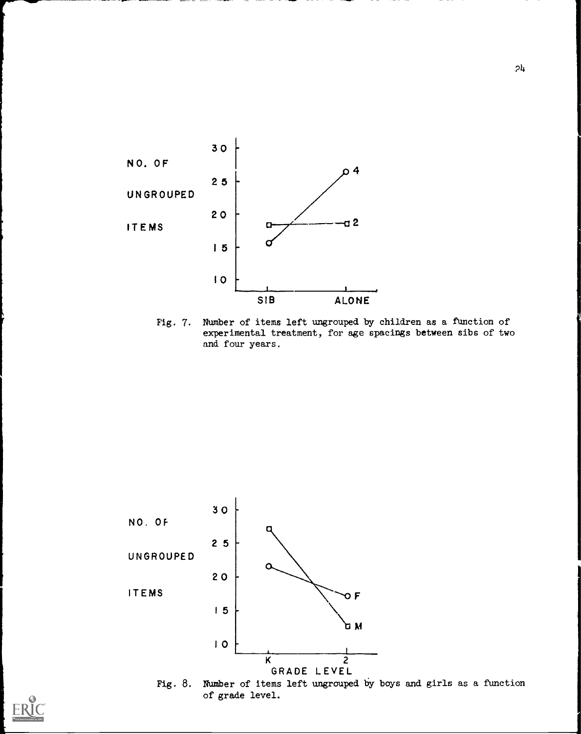Fig. 7. Number of items left ungrouped by children as a function of experimental treatment, for age spacings between sibs of two and four years.

Fig. 8. Number of items left ungrouped by boys and girls as a function of grade level.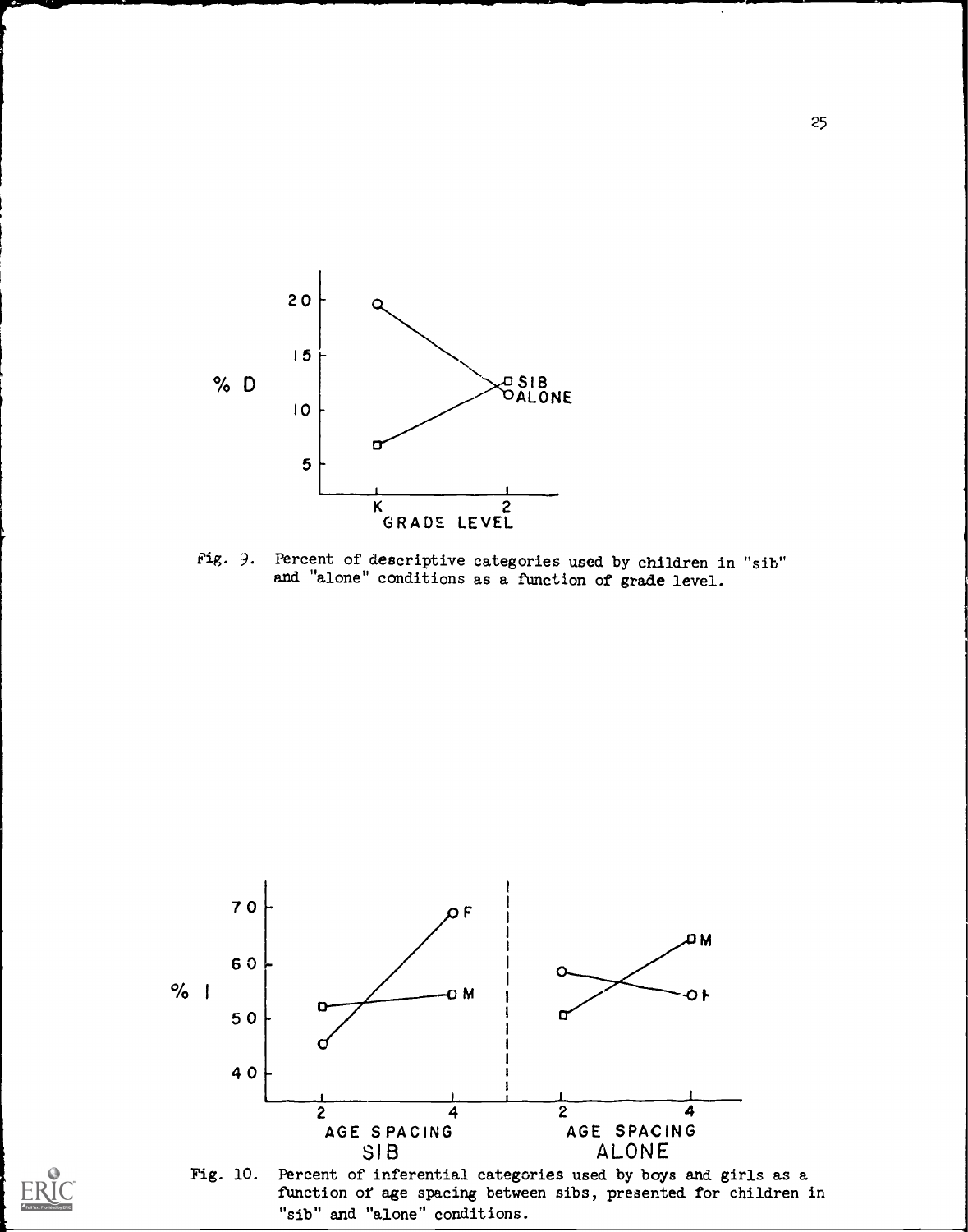Fig. 9. Percent of descriptive categories used by children in "sib" and "alone" conditions as a function of grade level.

Fig. 10. Percent of inferential categories used by boys and girls as a function of age spacing between sibs, presented for children in "sib" and "alone" conditions.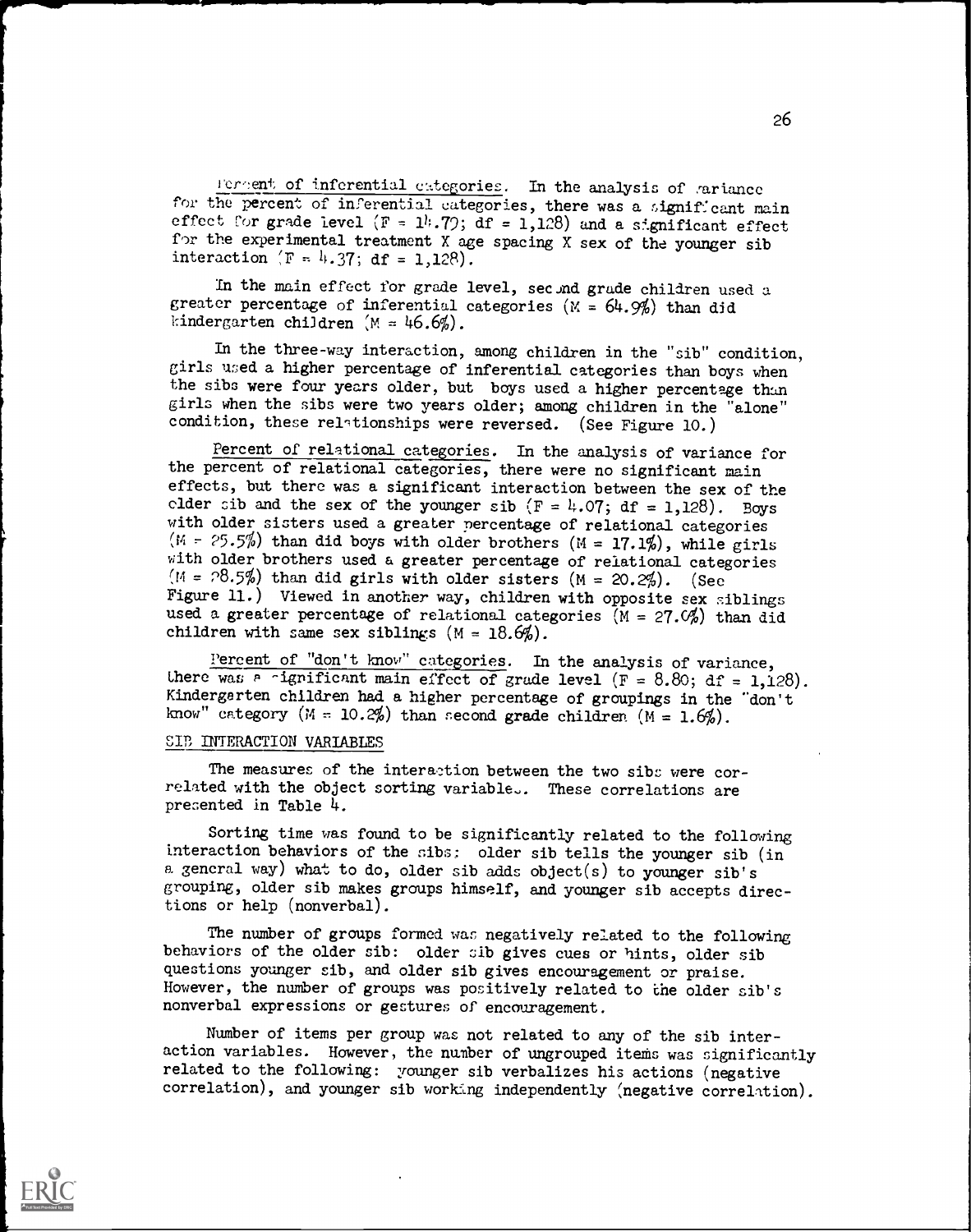*Percent of inferential categories*. In the analysis of variance for the percent of inferential categories, there was a significant main effect for grade level ($F = 14.79$; $df = 1,128$) and a significant effect for the experimental treatment X age spacing X sex of the younger sib interaction ($F = 4.37$; $df = 1,128$).

In the main effect for grade level, second grade children used a greater percentage of inferential categories ($M = 64.9\%$) than did kindergarten children ($M = 46.6\%$).

In the three-way interaction, among children in the "sib" condition, girls used a higher percentage of inferential categories than boys when the sibs were four years older, but boys used a higher percentage than girls when the sibs were two years older; among children in the "alone" condition, these relationships were reversed. (See Figure 10.)

*Percent of relational categories*. In the analysis of variance for the percent of relational categories, there were no significant main effects, but there was a significant interaction between the sex of the older sib and the sex of the younger sib ($F = 4.07$; $df = 1,128$). Boys with older sisters used a greater percentage of relational categories ($M = 25.5\%$) than did boys with older brothers ($M = 17.1\%$), while girls with older brothers used a greater percentage of relational categories ($M = 28.5\%$) than did girls with older sisters ($M = 20.2\%$). (See Figure 11.) Viewed in another way, children with opposite sex siblings used a greater percentage of relational categories ($M = 27.0\%$) than did children with same sex siblings ($M = 18.6\%$).

*Percent of "don't know" categories*. In the analysis of variance, there was a significant main effect of grade level ($F = 8.80$; $df = 1,128$). Kindergarten children had a higher percentage of groupings in the "don't know" category ($M = 10.2\%$) than second grade children ($M = 1.6\%$).

## SIB INTERACTION VARIABLES

The measures of the interaction between the two sibs were correlated with the object sorting variables. These correlations are presented in Table 4.

Sorting time was found to be significantly related to the following interaction behaviors of the sibs: older sib tells the younger sib (in a general way) what to do, older sib adds object(s) to younger sib's grouping, older sib makes groups himself, and younger sib accepts directions or help (nonverbal).

The number of groups formed was negatively related to the following behaviors of the older sib: older sib gives cues or hints, older sib questions younger sib, and older sib gives encouragement or praise. However, the number of groups was positively related to the older sib's nonverbal expressions or gestures of encouragement.

Number of items per group was not related to any of the sib interaction variables. However, the number of ungrouped items was significantly related to the following: younger sib verbalizes his actions (negative correlation), and younger sib working independently (negative correlation).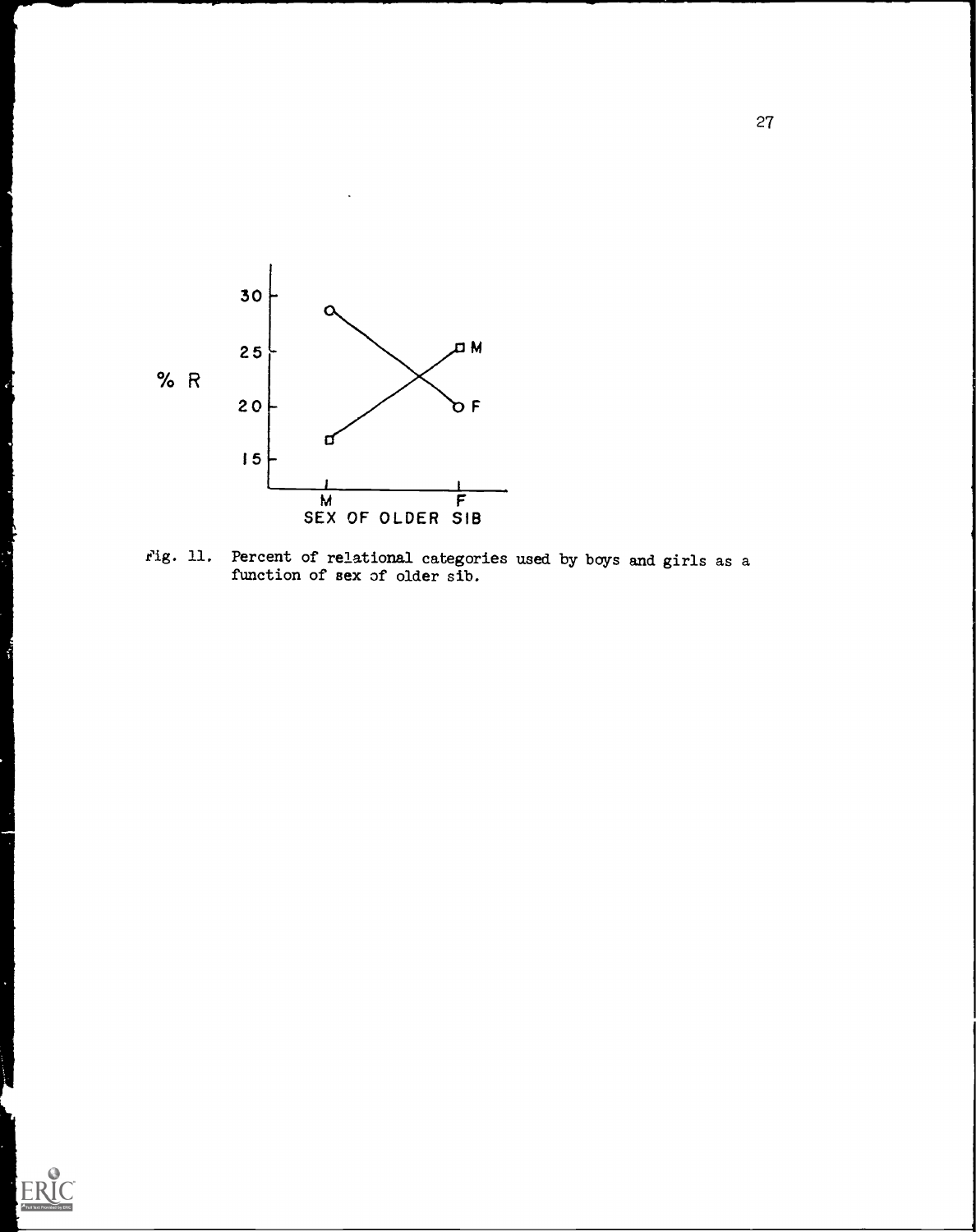Fig. 11. Percent of relational categories used by boys and girls as a function of sex of older sib.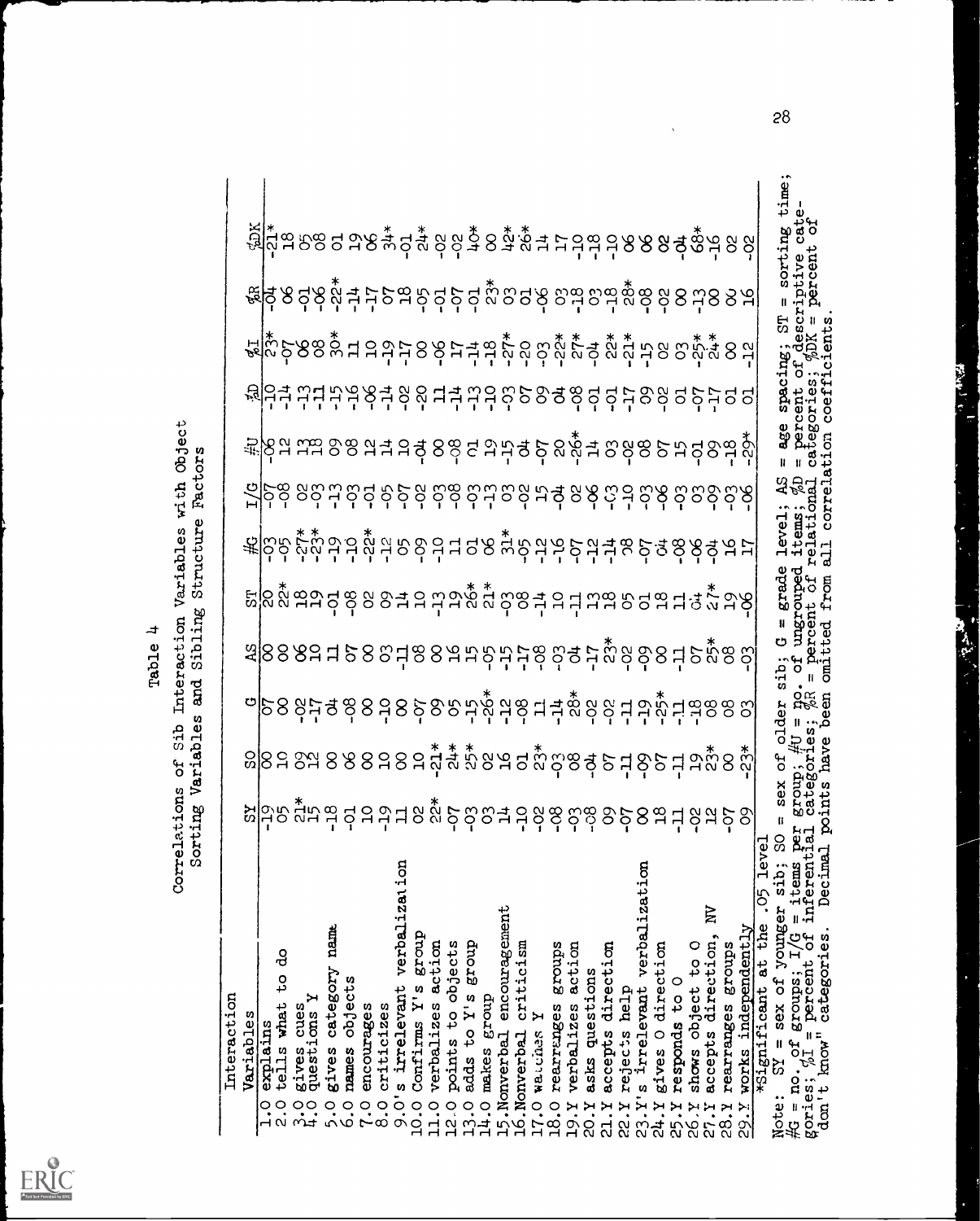Table 4

Correlations of Sib Interaction Variables with Object Sorting Variables and Sibling Structure Factors

| Interaction Variables | SY | SO | G | AS | ST | #G | I/G | #U | %D | %I | %R | %DK |
|---|---|---|---|---|---|---|---|---|---|---|---|---|
| 1.0 explains | -19 | 00 | 07 | 00 | 20 | -03 | -07 | -06 | -10 | 23* | -04 | -21* |
| 2.0 tells what to do | 05 | 10 | 00 | 00 | 22* | -05 | -08 | 12 | -14 | -07 | 06 | 18 |
| 3.0 gives cues | 21* | 09 | -02 | 06 | 18 | -27* | 02 | 13 | -13 | 06 | -01 | 05 |
| 4.0 questions Y | 15 | 12 | -17 | 10 | 19 | -23* | -03 | 18 | -11 | 08 | -06 | 08 |
| 5.0 gives category name | -18 | 00 | 04 | 11 | -01 | -19 | -13 | 09 | -15 | 30* | -22* | 01 |
| 6.0 names objects | -01 | 06 | -08 | 07 | -08 | -10 | -03 | 08 | -16 | 11 | -14 | 19 |
| 7.0 encourages | 10 | 00 | 00 | 00 | 02 | -22* | -01 | 12 | -06 | 10 | -17 | 06 |
| 8.0 criticizes | -19 | 10 | -10 | 03 | 09 | -12 | -05 | 14 | -14 | -19 | 07 | 34* |
| 9.0's irrelevant verbalization | 11 | 00 | 00 | -11 | 14 | 05 | -07 | 10 | -02 | -17 | 18 | -01 |
| 10.0 Confirms Y's group | 02 | 10 | -07 | 08 | 10 | -09 | -02 | -04 | -20 | 00 | -05 | 24* |
| 11.0 verbalizes action | 22* | -21* | 09 | 00 | -13 | -10 | -03 | 00 | 11 | -06 | -01 | -02 |
| 12.0 points to objects | -07 | 24* | 05 | 16 | 19 | 11 | -08 | -08 | -14 | 17 | -07 | -02 |
| 13.0 adds to Y's group | -03 | 25* | -15 | 15 | 26* | 01 | -03 | 01 | -13 | -14 | -01 | 40* |
| 14.0 makes group | 03 | 02 | -26* | -05 | 21* | 06 | -13 | 19 | -10 | -18 | 23* | 00 |
| 15.Nonverbal encouragement | 14 | 16 | -12 | -15 | -03 | 31* | 03 | -15 | -03 | -27* | 03 | 42* |
| 16.Nonverbal criticism | -10 | 01 | -08 | -17 | 08 | -05 | -02 | 04 | 07 | -20 | 01 | 26* |
| 17.0 watches Y | -02 | 23* | 11 | -08 | -14 | -12 | 15 | -07 | 09 | -03 | -06 | 14 |
| 18.0 rearranges groups | -08 | -03 | -14 | -03 | 10 | -16 | -04 | 20 | 04 | -22* | 03 | 17 |
| 19.Y verbalizes action | -03 | 08 | 28* | 04 | -11 | -07 | 02 | -26* | -08 | 27* | -18 | -10 |
| 20.Y asks questions | -08 | -04 | -02 | -17 | 13 | -12 | -06 | 14 | -01 | -04 | 03 | -18 |
| 21.Y accepts direction | 09 | 07 | -02 | 23* | 18 | -14 | -03 | 03 | -01 | 22* | -18 | -10 |
| 22.Y rejects help | -07 | -11 | -11 | -02 | 05 | 08 | -10 | -02 | -17 | -21* | 28* | 06 |
| 23.Y's irrelevant verbalization | 00 | -09 | -19 | -09 | 01 | -07 | -03 | 08 | 09 | -15 | -08 | 06 |
| 24.Y gives O direction | 18 | 07 | -25* | 00 | 18 | 04 | -06 | 07 | -02 | 02 | -02 | 02 |
| 25.Y responds to O | -11 | -11 | -11 | -11 | 11 | -08 | -03 | 15 | 01 | 03 | 00 | -04 |
| 26.Y shows object to O | -02 | 19 | -18 | 07 | 04 | -06 | 03 | -01 | -07 | -25* | -13 | 68* |
| 27.Y accepts direction, NV | 12 | 23* | 08 | 25* | 27* | -04 | -09 | 09 | -17 | 24* | 00 | -16 |
| 28.Y rearranges groups | -07 | 00 | 08 | 08 | 19 | 16 | -03 | -18 | 01 | 00 | 00 | 02 |
| 29.Y works independently | 09 | -23* | 03 | -03 | -06 | 17 | -06 | -29* | 01 | -12 | 16 | -02 |

*Significant at the .05 level

Note: SY = sex of younger sib; SO = sex of older sib; G = grade level; AS = age spacing; ST = sorting time; #G = no. of groups; I/G = items per group; #U = no. of ungrouped items; %D = percent of descriptive categories; %I = percent of inferential categories; %R = percent of relational categories; %DK = percent of "don't know" categories. Decimal points have been omitted from all correlation coefficients.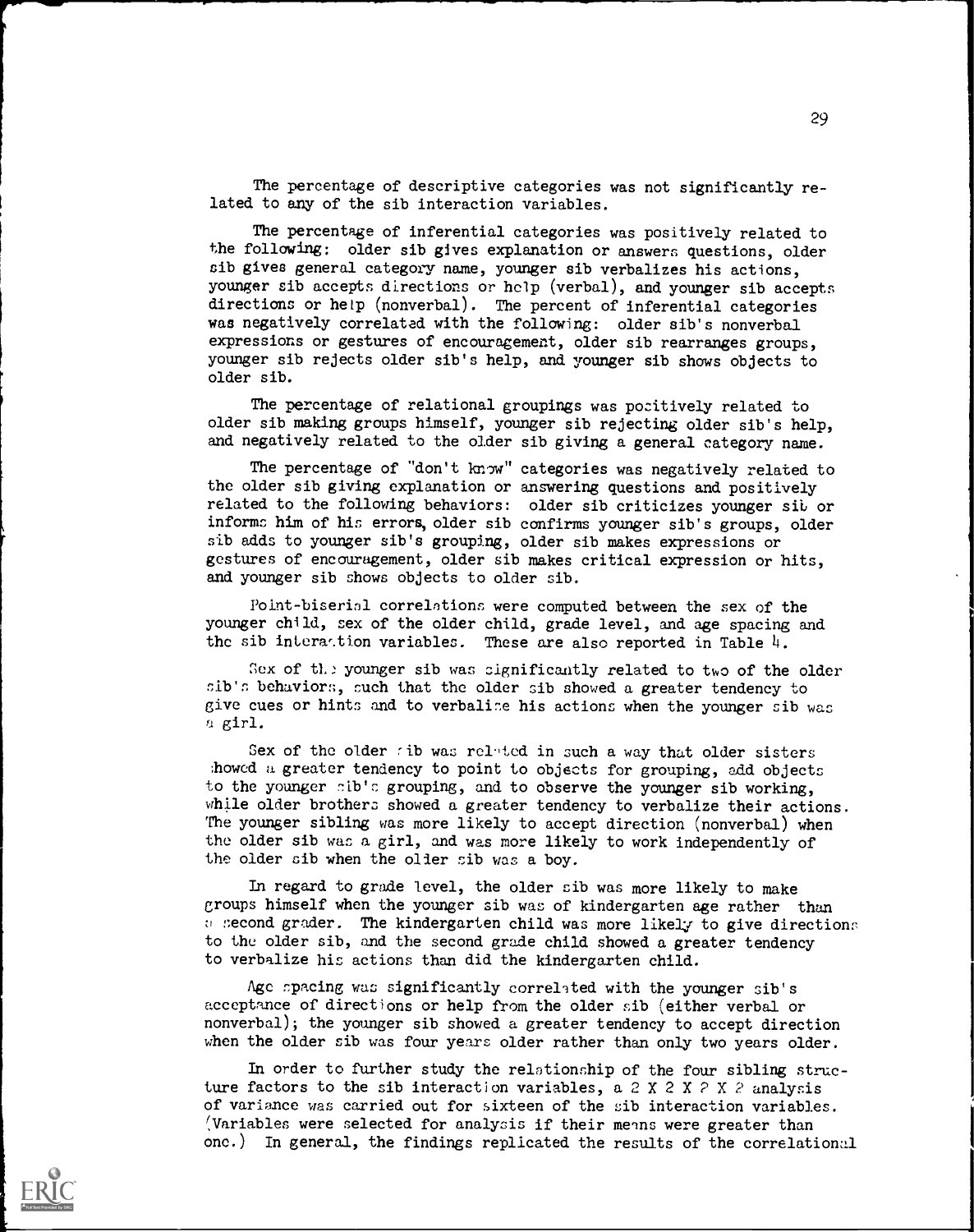The percentage of descriptive categories was not significantly related to any of the sib interaction variables.

The percentage of inferential categories was positively related to the following: older sib gives explanation or answers questions, older sib gives general category name, younger sib verbalizes his actions, younger sib accepts directions or help (verbal), and younger sib accepts directions or help (nonverbal). The percent of inferential categories was negatively correlated with the following: older sib's nonverbal expressions or gestures of encouragement, older sib rearranges groups, younger sib rejects older sib's help, and younger sib shows objects to older sib.

The percentage of relational groupings was positively related to older sib making groups himself, younger sib rejecting older sib's help, and negatively related to the older sib giving a general category name.

The percentage of "don't know" categories was negatively related to the older sib giving explanation or answering questions and positively related to the following behaviors: older sib criticizes younger sib or informs him of his errors, older sib confirms younger sib's groups, older sib adds to younger sib's grouping, older sib makes expressions or gestures of encouragement, older sib makes critical expression or hits, and younger sib shows objects to older sib.

Point-biserial correlations were computed between the sex of the younger child, sex of the older child, grade level, and age spacing and the sib interaction variables. These are also reported in Table 4.

Sex of the younger sib was significantly related to two of the older sib's behaviors, such that the older sib showed a greater tendency to give cues or hints and to verbalize his actions when the younger sib was a girl.

Sex of the older sib was related in such a way that older sisters showed a greater tendency to point to objects for grouping, add objects to the younger sib's grouping, and to observe the younger sib working, while older brothers showed a greater tendency to verbalize their actions. The younger sibling was more likely to accept direction (nonverbal) when the older sib was a girl, and was more likely to work independently of the older sib when the older sib was a boy.

In regard to grade level, the older sib was more likely to make groups himself when the younger sib was of kindergarten age rather than a second grader. The kindergarten child was more likely to give directions to the older sib, and the second grade child showed a greater tendency to verbalize his actions than did the kindergarten child.

Age spacing was significantly correlated with the younger sib's acceptance of directions or help from the older sib (either verbal or nonverbal); the younger sib showed a greater tendency to accept direction when the older sib was four years older rather than only two years older.

In order to further study the relationship of the four sibling structure factors to the sib interaction variables, a 2 X 2 X 2 X 2 analysis of variance was carried out for sixteen of the sib interaction variables. (Variables were selected for analysis if their means were greater than one.) In general, the findings replicated the results of the correlational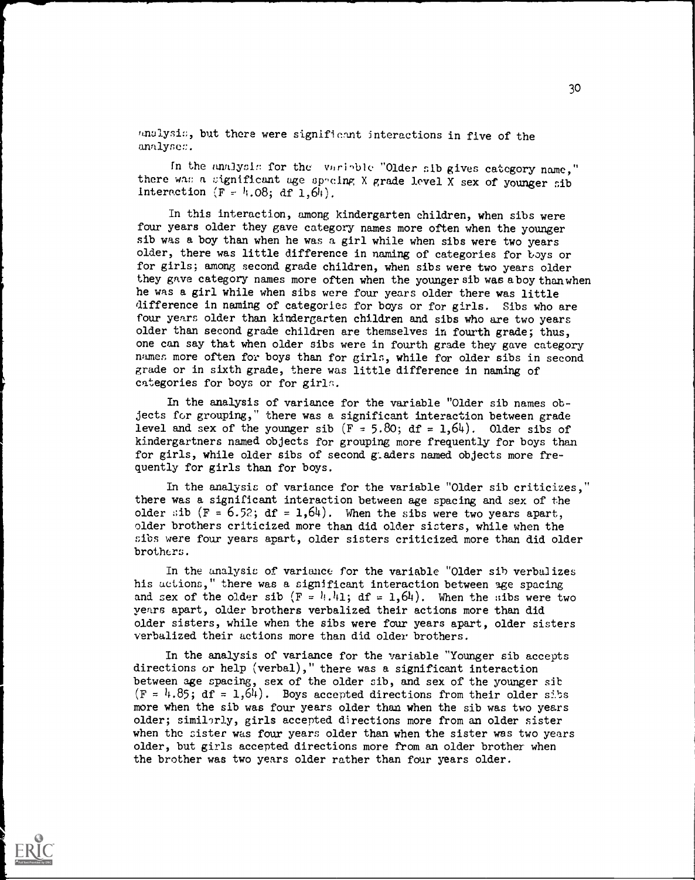analysis, but there were significant interactions in five of the analyses.

In the analysis for the variable "Older sib gives category name," there was a significant age spacing X grade level X sex of younger sib interaction ($F = 4.08$; df 1,64).

In this interaction, among kindergarten children, when sibs were four years older they gave category names more often when the younger sib was a boy than when he was a girl while when sibs were two years older, there was little difference in naming of categories for boys or for girls; among second grade children, when sibs were two years older they gave category names more often when the younger sib was a boy than when he was a girl while when sibs were four years older there was little difference in naming of categories for boys or for girls. Sibs who are four years older than kindergarten children and sibs who are two years older than second grade children are themselves in fourth grade; thus, one can say that when older sibs were in fourth grade they gave category names more often for boys than for girls, while for older sibs in second grade or in sixth grade, there was little difference in naming of categories for boys or for girls.

In the analysis of variance for the variable "Older sib names objects for grouping," there was a significant interaction between grade level and sex of the younger sib ($F = 5.80$; df = 1,64). Older sibs of kindergartners named objects for grouping more frequently for boys than for girls, while older sibs of second graders named objects more frequently for girls than for boys.

In the analysis of variance for the variable "Older sib criticizes," there was a significant interaction between age spacing and sex of the older sib ($F = 6.52$; df = 1,64). When the sibs were two years apart, older brothers criticized more than did older sisters, while when the sibs were four years apart, older sisters criticized more than did older brothers.

In the analysis of variance for the variable "Older sib verbalizes his actions," there was a significant interaction between age spacing and sex of the older sib ($F = 4.41$; df = 1,64). When the sibs were two years apart, older brothers verbalized their actions more than did older sisters, while when the sibs were four years apart, older sisters verbalized their actions more than did older brothers.

In the analysis of variance for the variable "Younger sib accepts directions or help (verbal)," there was a significant interaction between age spacing, sex of the older sib, and sex of the younger sib ($F = 4.85$; df = 1,64). Boys accepted directions from their older sibs more when the sib was four years older than when the sib was two years older; similarly, girls accepted directions more from an older sister when the sister was four years older than when the sister was two years older, but girls accepted directions more from an older brother when the brother was two years older rather than four years older.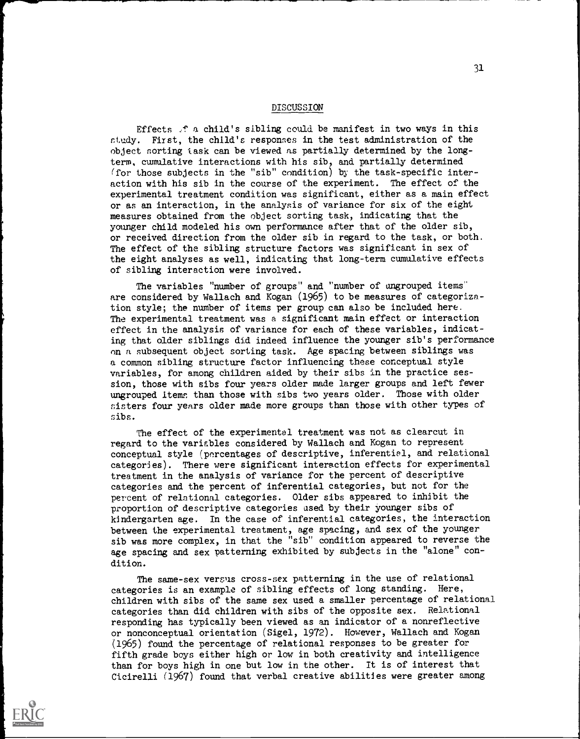## DISCUSSION

Effects of a child's sibling could be manifest in two ways in this study. First, the child's responses in the test administration of the object sorting task can be viewed as partially determined by the long-term, cumulative interactions with his sib, and partially determined (for those subjects in the "sib" condition) by the task-specific interaction with his sib in the course of the experiment. The effect of the experimental treatment condition was significant, either as a main effect or as an interaction, in the analysis of variance for six of the eight measures obtained from the object sorting task, indicating that the younger child modeled his own performance after that of the older sib, or received direction from the older sib in regard to the task, or both. The effect of the sibling structure factors was significant in sex of the eight analyses as well, indicating that long-term cumulative effects of sibling interaction were involved.

The variables "number of groups" and "number of ungrouped items" are considered by Wallach and Kogan (1965) to be measures of categorization style; the number of items per group can also be included here. The experimental treatment was a significant main effect or interaction effect in the analysis of variance for each of these variables, indicating that older siblings did indeed influence the younger sib's performance on a subsequent object sorting task. Age spacing between siblings was a common sibling structure factor influencing these conceptual style variables, for among children aided by their sibs in the practice session, those with sibs four years older made larger groups and left fewer ungrouped items than those with sibs two years older. Those with older sisters four years older made more groups than those with other types of sibs.

The effect of the experimental treatment was not as clearcut in regard to the variables considered by Wallach and Kogan to represent conceptual style (percentages of descriptive, inferential, and relational categories). There were significant interaction effects for experimental treatment in the analysis of variance for the percent of descriptive categories and the percent of inferential categories, but not for the percent of relational categories. Older sibs appeared to inhibit the proportion of descriptive categories used by their younger sibs of kindergarten age. In the case of inferential categories, the interaction between the experimental treatment, age spacing, and sex of the younger sib was more complex, in that the "sib" condition appeared to reverse the age spacing and sex patterning exhibited by subjects in the "alone" condition.

The same-sex versus cross-sex patterning in the use of relational categories is an example of sibling effects of long standing. Here, children with sibs of the same sex used a smaller percentage of relational categories than did children with sibs of the opposite sex. Relational responding has typically been viewed as an indicator of a nonreflective or nonconceptual orientation (Sigel, 1972). However, Wallach and Kogan (1965) found the percentage of relational responses to be greater for fifth grade boys either high or low in both creativity and intelligence than for boys high in one but low in the other. It is of interest that Cicirelli (1967) found that verbal creative abilities were greater among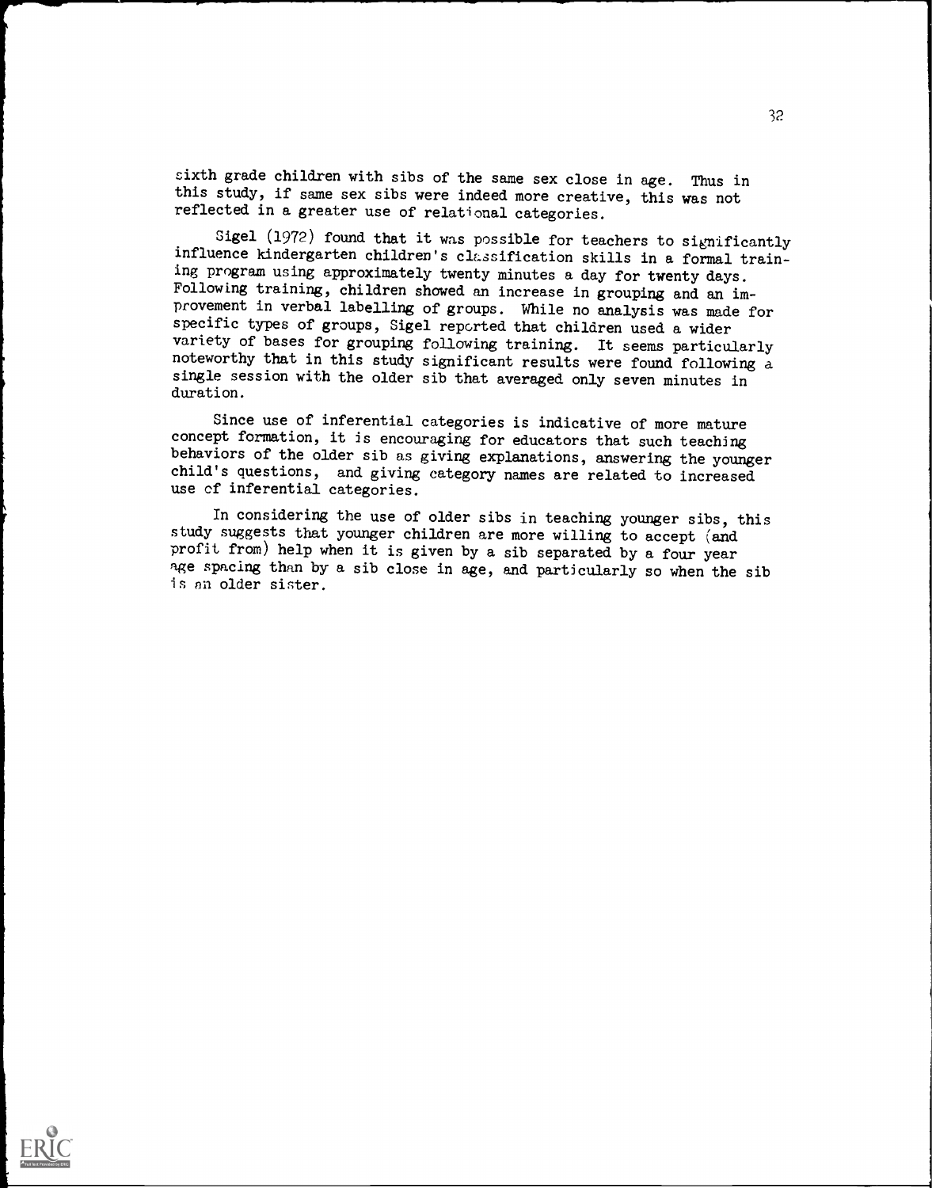sixth grade children with sibs of the same sex close in age. Thus in this study, if same sex sibs were indeed more creative, this was not reflected in a greater use of relational categories.

Sigel (1972) found that it was possible for teachers to significantly influence kindergarten children's classification skills in a formal training program using approximately twenty minutes a day for twenty days. Following training, children showed an increase in grouping and an improvement in verbal labelling of groups. While no analysis was made for specific types of groups, Sigel reported that children used a wider variety of bases for grouping following training. It seems particularly noteworthy that in this study significant results were found following a single session with the older sib that averaged only seven minutes in duration.

Since use of inferential categories is indicative of more mature concept formation, it is encouraging for educators that such teaching behaviors of the older sib as giving explanations, answering the younger child's questions, and giving category names are related to increased use of inferential categories.

In considering the use of older sibs in teaching younger sibs, this study suggests that younger children are more willing to accept (and profit from) help when it is given by a sib separated by a four year age spacing than by a sib close in age, and particularly so when the sib is an older sister.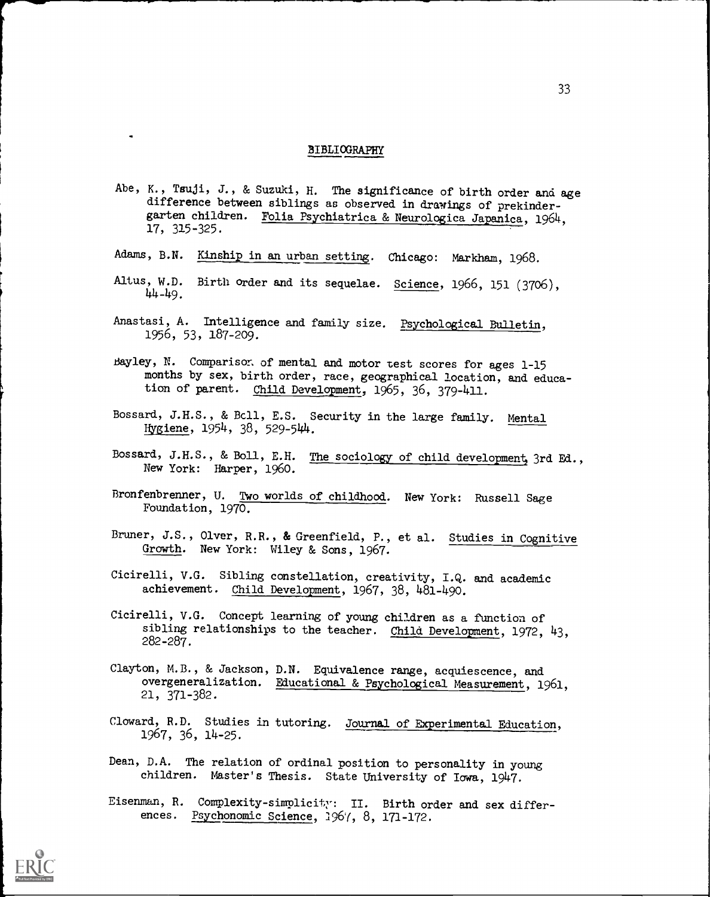## BIBLIOGRAPHY

Abe, K., Tsuji, J., & Suzuki, H. The significance of birth order and age difference between siblings as observed in drawings of prekindergarten children. Folia Psychiatrica & Neurologica Japanica, 1964, 17, 315-325.

Adams, B.N. Kinship in an urban setting. Chicago: Markham, 1968.

Altus, W.D. Birth order and its sequelae. Science, 1966, 151 (3706), 44-49.

Anastasi, A. Intelligence and family size. Psychological Bulletin, 1956, 53, 187-209.

Bayley, N. Comparison of mental and motor test scores for ages 1-15 months by sex, birth order, race, geographical location, and education of parent. Child Development, 1965, 36, 379-411.

Bossard, J.H.S., & Boll, E.S. Security in the large family. Mental Hygiene, 1954, 38, 529-544.

Bossard, J.H.S., & Boll, E.H. The sociology of child development, 3rd Ed., New York: Harper, 1960.

Bronfenbrenner, U. Two worlds of childhood. New York: Russell Sage Foundation, 1970.

Bruner, J.S., Olver, R.R., & Greenfield, P., et al. Studies in Cognitive Growth. New York: Wiley & Sons, 1967.

Cicirelli, V.G. Sibling constellation, creativity, I.Q. and academic achievement. Child Development, 1967, 38, 481-490.

Cicirelli, V.G. Concept learning of young children as a function of sibling relationships to the teacher. Child Development, 1972, 43, 282-287.

Clayton, M.B., & Jackson, D.N. Equivalence range, acquiescence, and overgeneralization. Educational & Psychological Measurement, 1961, 21, 371-382.

Cloward, R.D. Studies in tutoring. Journal of Experimental Education, 1967, 36, 14-25.

Dean, D.A. The relation of ordinal position to personality in young children. Master's Thesis. State University of Iowa, 1947.

Eisenman, R. Complexity-simplicity: II. Birth order and sex differences. Psychonomic Science, 1967, 8, 171-172.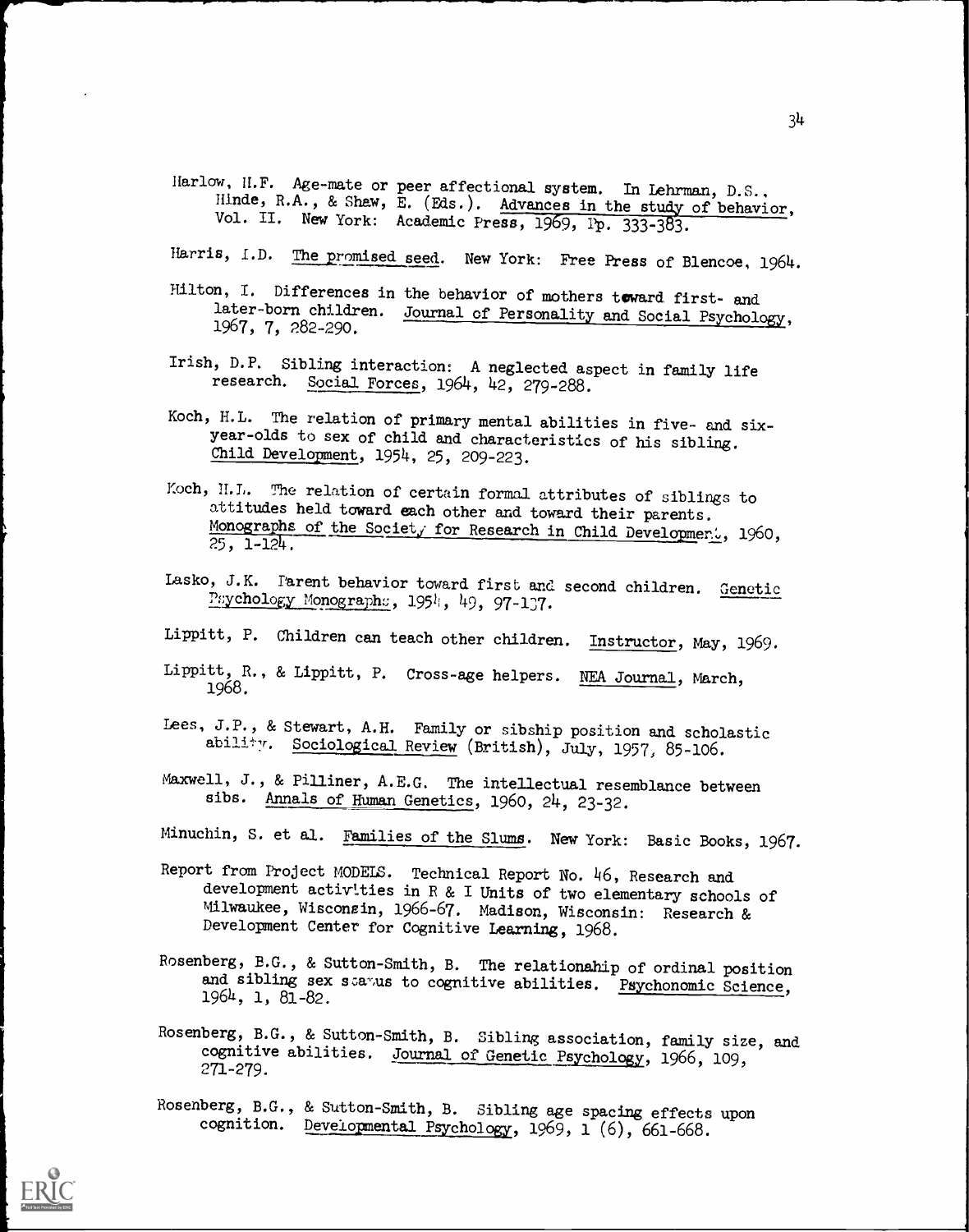Harlow, H.F. Age-mate or peer affectional system. In Lehrman, D.S., Hinde, R.A., & Shaw, E. (Eds.). Advances in the study of behavior, Vol. II. New York: Academic Press, 1969, Pp. 333-383.

Harris, I.D. The promised seed. New York: Free Press of Blencoe, 1964.

Hilton, I. Differences in the behavior of mothers toward first- and later-born children. Journal of Personality and Social Psychology, 1967, 7, 282-290.

Irish, D.P. Sibling interaction: A neglected aspect in family life research. Social Forces, 1964, 42, 279-288.

Koch, H.L. The relation of primary mental abilities in five- and six-year-olds to sex of child and characteristics of his sibling. Child Development, 1954, 25, 209-223.

Koch, H.L. The relation of certain formal attributes of siblings to attitudes held toward each other and toward their parents. Monographs of the Society for Research in Child Development, 1960, 25, 1-124.

Lasko, J.K. Parent behavior toward first and second children. Genetic Psychology Monographs, 1954, 49, 97-137.

Lippitt, P. Children can teach other children. Instructor, May, 1969.

Lippitt, R., & Lippitt, P. Cross-age helpers. NEA Journal, March, 1968.

Lees, J.P., & Stewart, A.H. Family or sibship position and scholastic ability. Sociological Review (British), July, 1957, 85-106.

Maxwell, J., & Pilliner, A.E.G. The intellectual resemblance between sibs. Annals of Human Genetics, 1960, 24, 23-32.

Minuchin, S. et al. Families of the Slums. New York: Basic Books, 1967.

Report from Project MODELS. Technical Report No. 46, Research and development activities in R & I Units of two elementary schools of Milwaukee, Wisconsin, 1966-67. Madison, Wisconsin: Research & Development Center for Cognitive Learning, 1968.

Rosenberg, B.G., & Sutton-Smith, B. The relationahip of ordinal position and sibling sex status to cognitive abilities. Psychonomic Science, 1964, 1, 81-82.

Rosenberg, B.G., & Sutton-Smith, B. Sibling association, family size, and cognitive abilities. Journal of Genetic Psychology, 1966, 109, 271-279.

Rosenberg, B.G., & Sutton-Smith, B. Sibling age spacing effects upon cognition. Developmental Psychology, 1969, 1 (6), 661-668.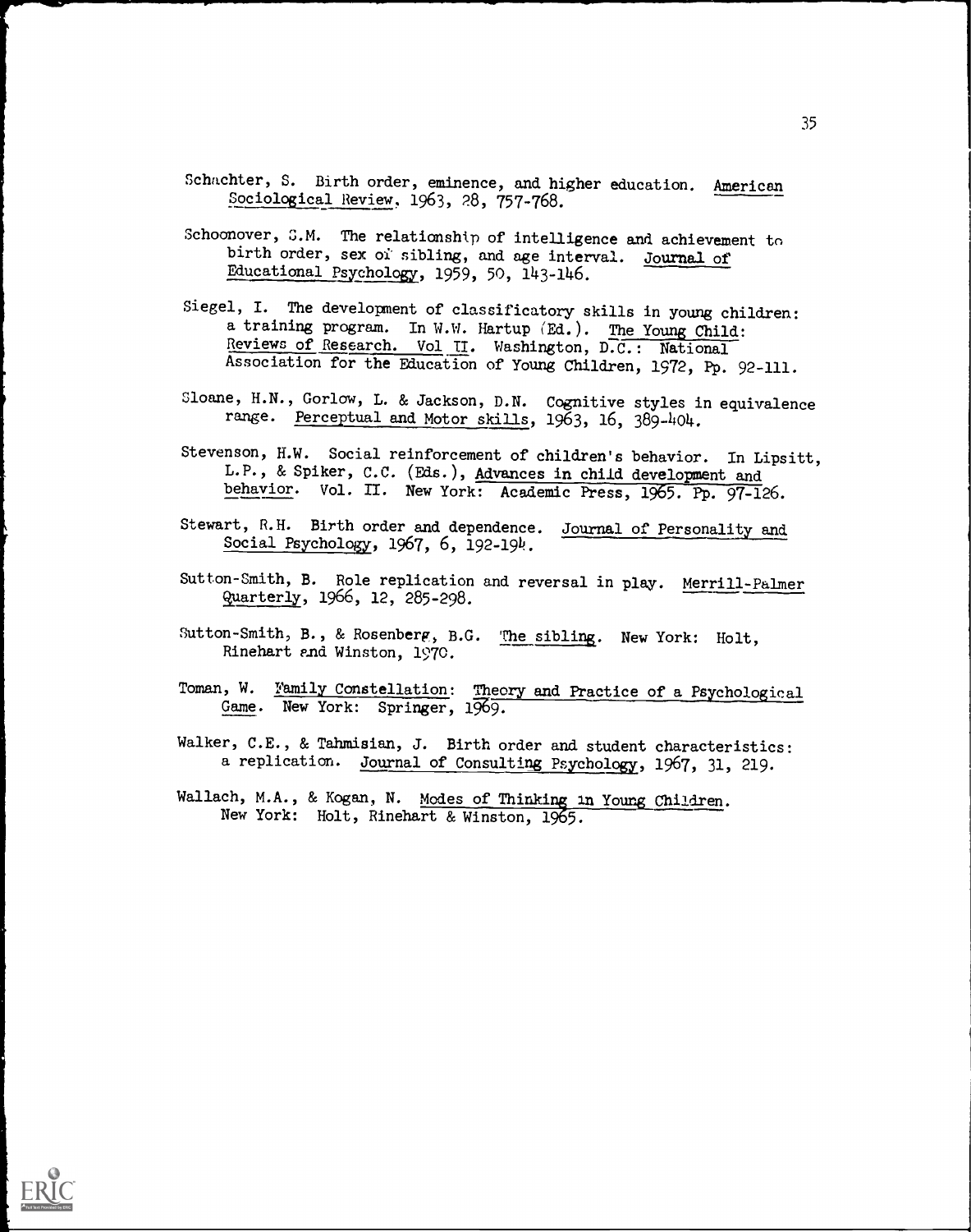Schachter, S. Birth order, eminence, and higher education. American Sociological Review, 1963, 28, 757-768.

Schoonover, S.M. The relationship of intelligence and achievement to birth order, sex of sibling, and age interval. Journal of Educational Psychology, 1959, 50, 143-146.

Siegel, I. The development of classificatory skills in young children: a training program. In W.W. Hartup (Ed.). The Young Child: Reviews of Research. Vol II. Washington, D.C.: National Association for the Education of Young Children, 1972, Pp. 92-111.

Sloane, H.N., Gorlow, L. & Jackson, D.N. Cognitive styles in equivalence range. Perceptual and Motor skills, 1963, 16, 389-404.

Stevenson, H.W. Social reinforcement of children's behavior. In Lipsitt, L.P., & Spiker, C.C. (Eds.), Advances in child development and behavior. Vol. II. New York: Academic Press, 1965. Pp. 97-126.

Stewart, R.H. Birth order and dependence. Journal of Personality and Social Psychology, 1967, 6, 192-194.

Sutton-Smith, B. Role replication and reversal in play. Merrill-Palmer Quarterly, 1966, 12, 285-298.

Sutton-Smith, B., & Rosenberg, B.G. The sibling. New York: Holt, Rinehart and Winston, 1970.

Toman, W. Family Constellation: Theory and Practice of a Psychological Game. New York: Springer, 1969.

Walker, C.E., & Tahmisian, J. Birth order and student characteristics: a replication. Journal of Consulting Psychology, 1967, 31, 219.

Wallach, M.A., & Kogan, N. Modes of Thinking in Young Children. New York: Holt, Rinehart & Winston, 1965.